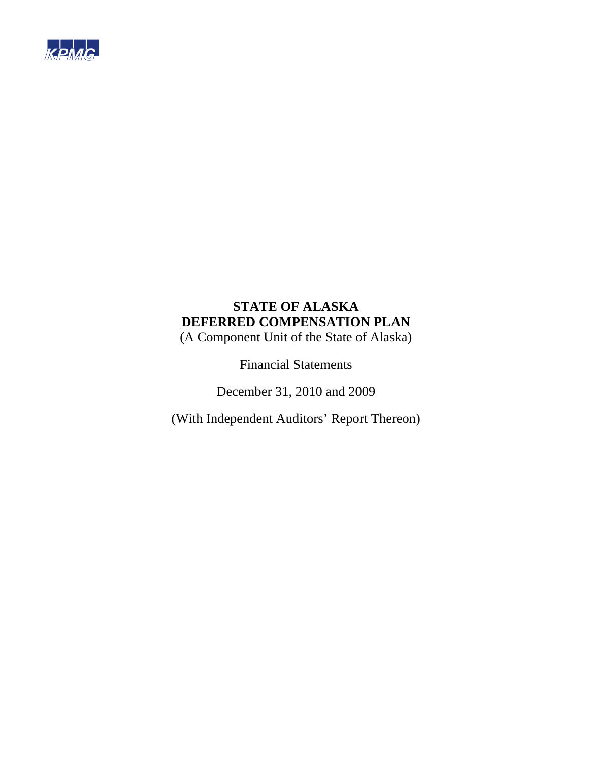KPMG

# STATE OF ALASKA
# DEFERRED COMPENSATION PLAN

(A Component Unit of the State of Alaska)

Financial Statements

December 31, 2010 and 2009

(With Independent Auditors' Report Thereon)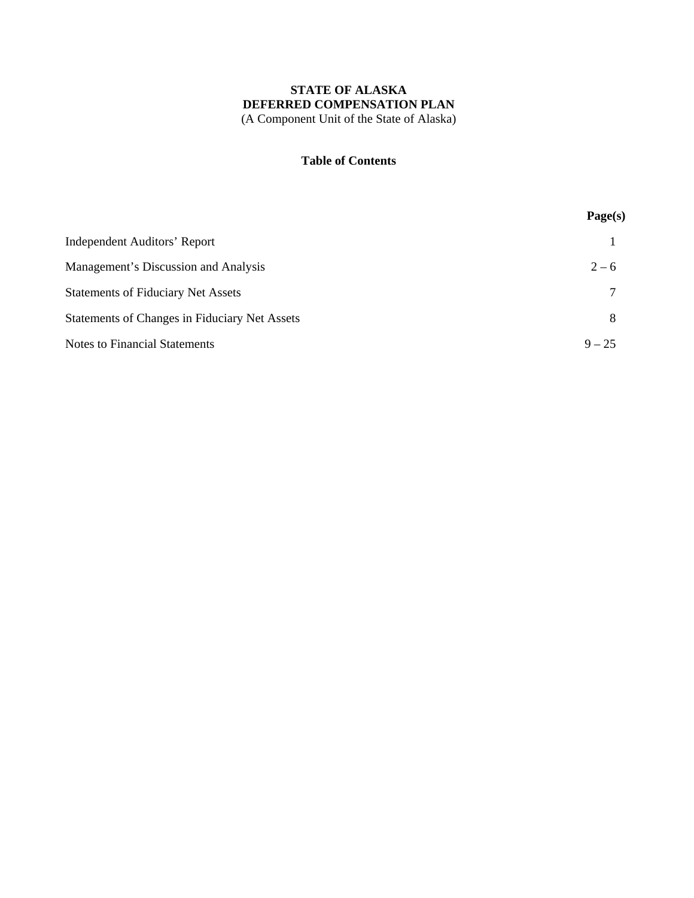**STATE OF ALASKA**
**DEFERRED COMPENSATION PLAN**
(A Component Unit of the State of Alaska)

## Table of Contents

| | Page(s) |
|---|---|
| Independent Auditors' Report | 1 |
| Management's Discussion and Analysis | 2 – 6 |
| Statements of Fiduciary Net Assets | 7 |
| Statements of Changes in Fiduciary Net Assets | 8 |
| Notes to Financial Statements | 9 – 25 |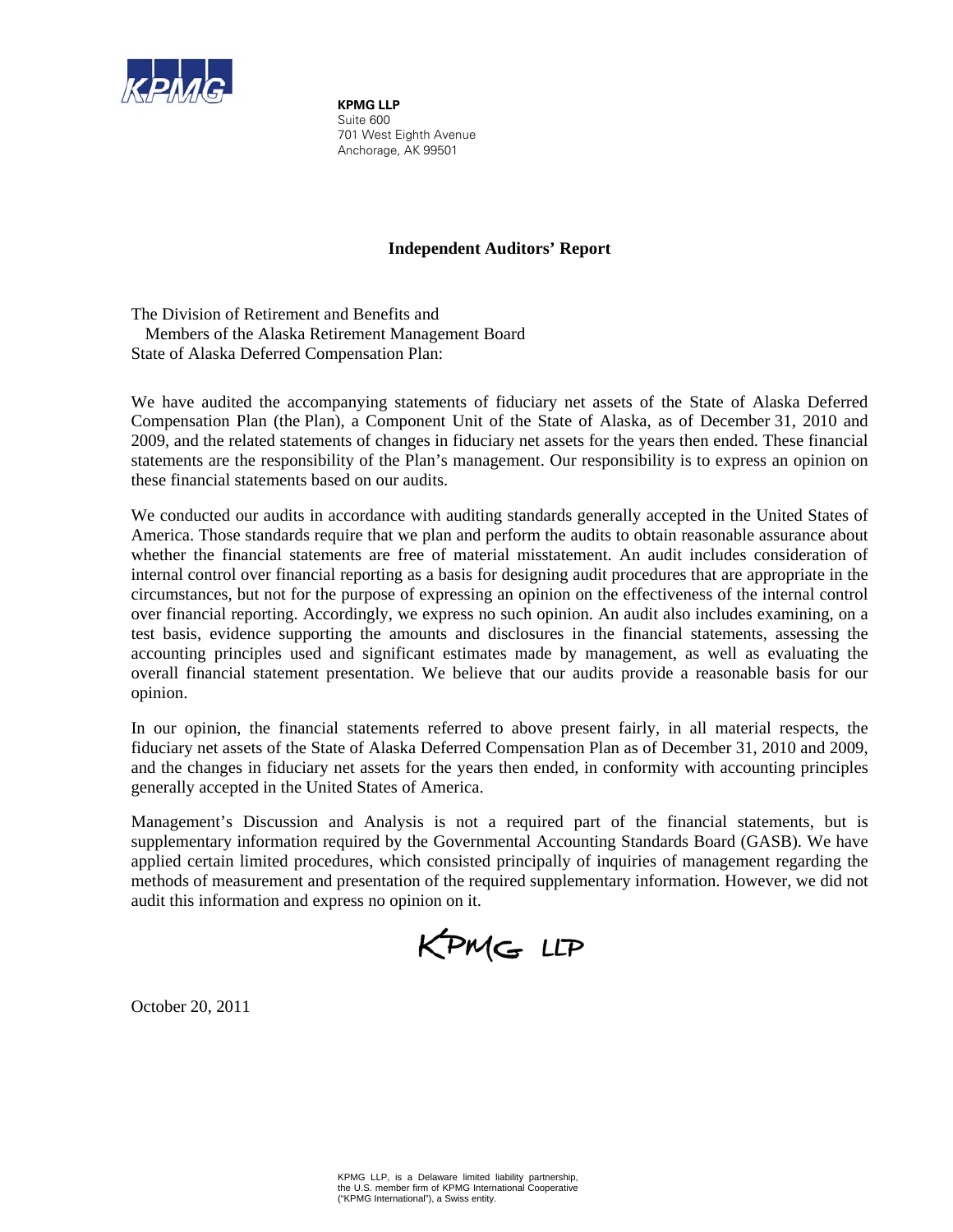**KPMG LLP**
Suite 600
701 West Eighth Avenue
Anchorage, AK 99501

## Independent Auditors' Report

The Division of Retirement and Benefits and
Members of the Alaska Retirement Management Board
State of Alaska Deferred Compensation Plan:

We have audited the accompanying statements of fiduciary net assets of the State of Alaska Deferred Compensation Plan (the Plan), a Component Unit of the State of Alaska, as of December 31, 2010 and 2009, and the related statements of changes in fiduciary net assets for the years then ended. These financial statements are the responsibility of the Plan's management. Our responsibility is to express an opinion on these financial statements based on our audits.

We conducted our audits in accordance with auditing standards generally accepted in the United States of America. Those standards require that we plan and perform the audits to obtain reasonable assurance about whether the financial statements are free of material misstatement. An audit includes consideration of internal control over financial reporting as a basis for designing audit procedures that are appropriate in the circumstances, but not for the purpose of expressing an opinion on the effectiveness of the internal control over financial reporting. Accordingly, we express no such opinion. An audit also includes examining, on a test basis, evidence supporting the amounts and disclosures in the financial statements, assessing the accounting principles used and significant estimates made by management, as well as evaluating the overall financial statement presentation. We believe that our audits provide a reasonable basis for our opinion.

In our opinion, the financial statements referred to above present fairly, in all material respects, the fiduciary net assets of the State of Alaska Deferred Compensation Plan as of December 31, 2010 and 2009, and the changes in fiduciary net assets for the years then ended, in conformity with accounting principles generally accepted in the United States of America.

Management's Discussion and Analysis is not a required part of the financial statements, but is supplementary information required by the Governmental Accounting Standards Board (GASB). We have applied certain limited procedures, which consisted principally of inquiries of management regarding the methods of measurement and presentation of the required supplementary information. However, we did not audit this information and express no opinion on it.

KPMG LLP

October 20, 2011

KPMG LLP, is a Delaware limited liability partnership, the U.S. member firm of KPMG International Cooperative ("KPMG International"), a Swiss entity.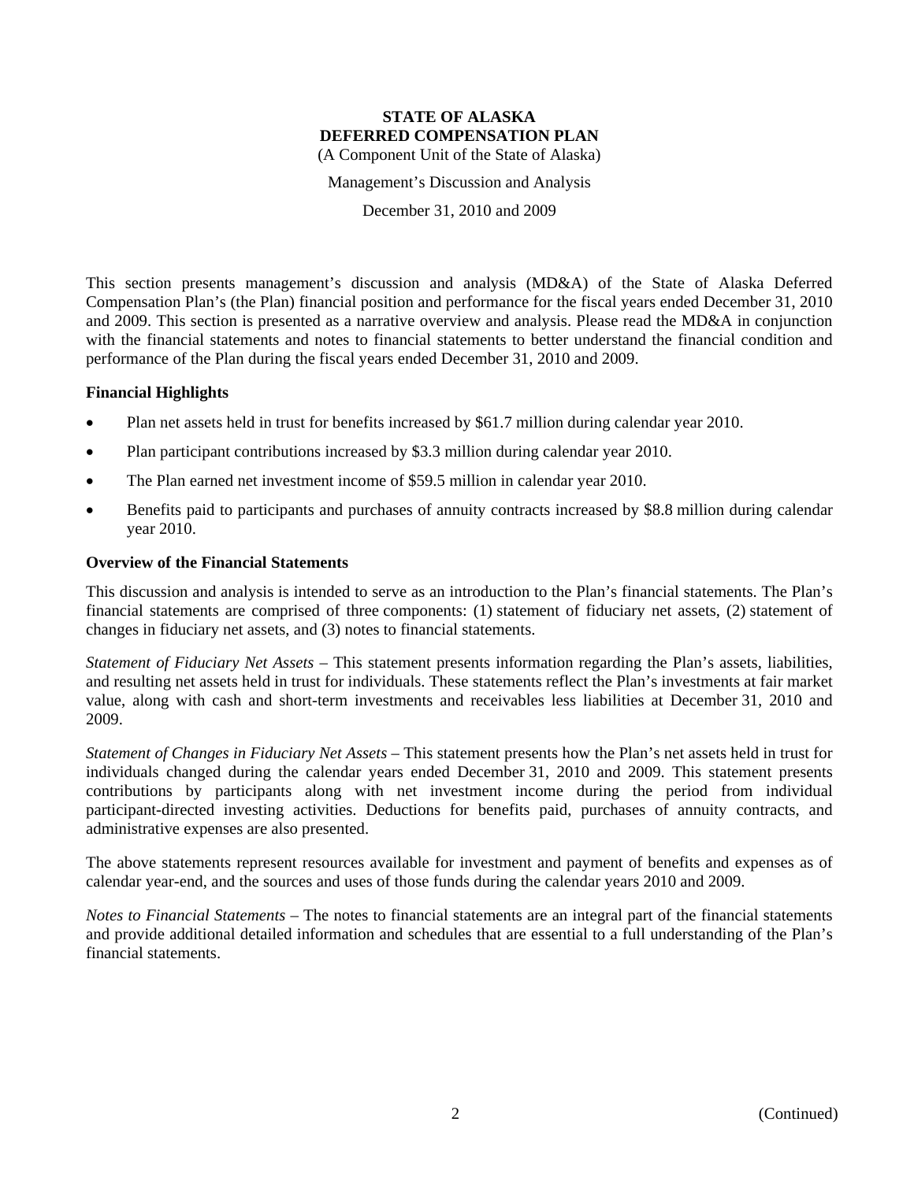**STATE OF ALASKA**
**DEFERRED COMPENSATION PLAN**
(A Component Unit of the State of Alaska)

Management's Discussion and Analysis

December 31, 2010 and 2009

This section presents management's discussion and analysis (MD&A) of the State of Alaska Deferred Compensation Plan's (the Plan) financial position and performance for the fiscal years ended December 31, 2010 and 2009. This section is presented as a narrative overview and analysis. Please read the MD&A in conjunction with the financial statements and notes to financial statements to better understand the financial condition and performance of the Plan during the fiscal years ended December 31, 2010 and 2009.

### Financial Highlights

- Plan net assets held in trust for benefits increased by $61.7 million during calendar year 2010.
- Plan participant contributions increased by $3.3 million during calendar year 2010.
- The Plan earned net investment income of $59.5 million in calendar year 2010.
- Benefits paid to participants and purchases of annuity contracts increased by $8.8 million during calendar year 2010.

### Overview of the Financial Statements

This discussion and analysis is intended to serve as an introduction to the Plan's financial statements. The Plan's financial statements are comprised of three components: (1) statement of fiduciary net assets, (2) statement of changes in fiduciary net assets, and (3) notes to financial statements.

*Statement of Fiduciary Net Assets* – This statement presents information regarding the Plan's assets, liabilities, and resulting net assets held in trust for individuals. These statements reflect the Plan's investments at fair market value, along with cash and short-term investments and receivables less liabilities at December 31, 2010 and 2009.

*Statement of Changes in Fiduciary Net Assets* – This statement presents how the Plan's net assets held in trust for individuals changed during the calendar years ended December 31, 2010 and 2009. This statement presents contributions by participants along with net investment income during the period from individual participant-directed investing activities. Deductions for benefits paid, purchases of annuity contracts, and administrative expenses are also presented.

The above statements represent resources available for investment and payment of benefits and expenses as of calendar year-end, and the sources and uses of those funds during the calendar years 2010 and 2009.

*Notes to Financial Statements* – The notes to financial statements are an integral part of the financial statements and provide additional detailed information and schedules that are essential to a full understanding of the Plan's financial statements.

(Continued)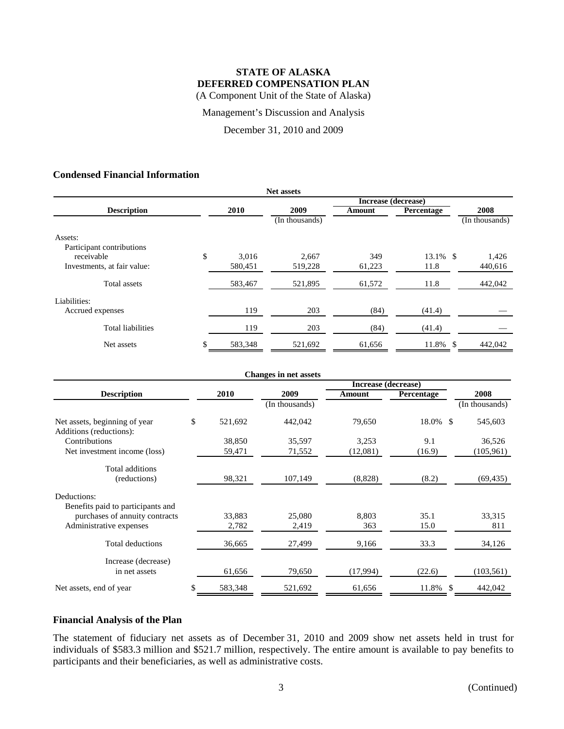# STATE OF ALASKA
# DEFERRED COMPENSATION PLAN

(A Component Unit of the State of Alaska)

Management's Discussion and Analysis

December 31, 2010 and 2009

## Condensed Financial Information

**Net assets**

| Description | 2010 | 2009 | Increase (decrease) Amount | Increase (decrease) Percentage | 2008 |
|---|---|---|---|---|---|
| | | (In thousands) | | | (In thousands) |
| Assets: | | | | | |
| Participant contributions receivable | $ 3,016 | 2,667 | 349 | 13.1% | $ 1,426 |
| Investments, at fair value: | 580,451 | 519,228 | 61,223 | 11.8 | 440,616 |
| Total assets | 583,467 | 521,895 | 61,572 | 11.8 | 442,042 |
| Liabilities: | | | | | |
| Accrued expenses | 119 | 203 | (84) | (41.4) | — |
| Total liabilities | 119 | 203 | (84) | (41.4) | — |
| Net assets | $ 583,348 | 521,692 | 61,656 | 11.8% | $ 442,042 |

**Changes in net assets**

| Description | 2010 | 2009 | Increase (decrease) Amount | Increase (decrease) Percentage | 2008 |
|---|---|---|---|---|---|
| | | (In thousands) | | | (In thousands) |
| Net assets, beginning of year | $ 521,692 | 442,042 | 79,650 | 18.0% | $ 545,603 |
| Additions (reductions): | | | | | |
| Contributions | 38,850 | 35,597 | 3,253 | 9.1 | 36,526 |
| Net investment income (loss) | 59,471 | 71,552 | (12,081) | (16.9) | (105,961) |
| Total additions (reductions) | 98,321 | 107,149 | (8,828) | (8.2) | (69,435) |
| Deductions: | | | | | |
| Benefits paid to participants and purchases of annuity contracts | 33,883 | 25,080 | 8,803 | 35.1 | 33,315 |
| Administrative expenses | 2,782 | 2,419 | 363 | 15.0 | 811 |
| Total deductions | 36,665 | 27,499 | 9,166 | 33.3 | 34,126 |
| Increase (decrease) in net assets | 61,656 | 79,650 | (17,994) | (22.6) | (103,561) |
| Net assets, end of year | $ 583,348 | 521,692 | 61,656 | 11.8% | $ 442,042 |

## Financial Analysis of the Plan

The statement of fiduciary net assets as of December 31, 2010 and 2009 show net assets held in trust for individuals of $583.3 million and $521.7 million, respectively. The entire amount is available to pay benefits to participants and their beneficiaries, as well as administrative costs.

(Continued)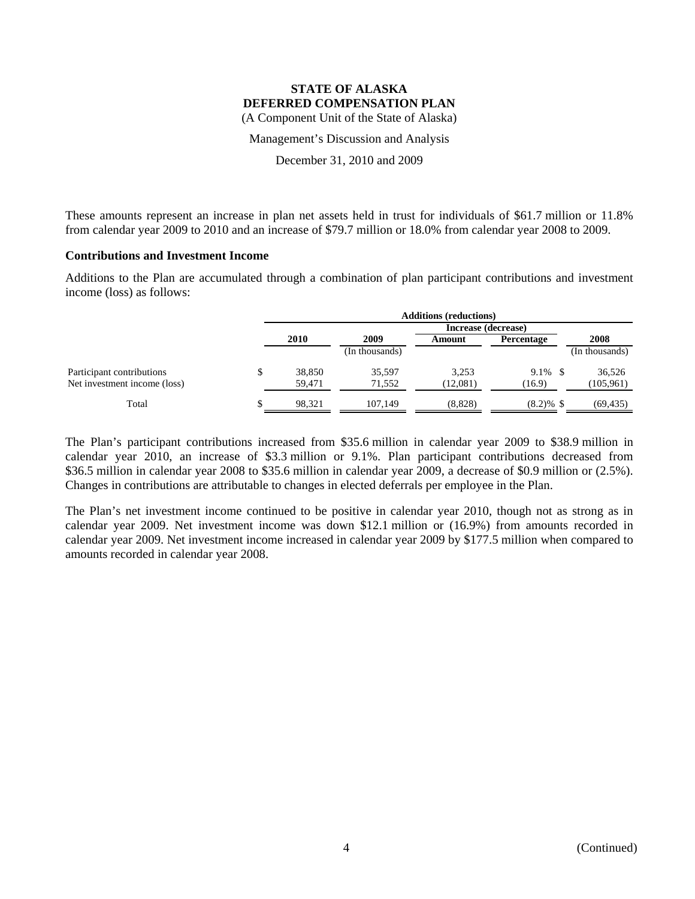**STATE OF ALASKA**
**DEFERRED COMPENSATION PLAN**
(A Component Unit of the State of Alaska)

Management's Discussion and Analysis

December 31, 2010 and 2009

These amounts represent an increase in plan net assets held in trust for individuals of \$61.7 million or 11.8% from calendar year 2009 to 2010 and an increase of \$79.7 million or 18.0% from calendar year 2008 to 2009.

### Contributions and Investment Income

Additions to the Plan are accumulated through a combination of plan participant contributions and investment income (loss) as follows:

| | Additions (reductions) | | | | |
|---|---|---|---|---|---|
| | | | Increase (decrease) | | |
| | 2010 | 2009 | Amount | Percentage | 2008 |
| | | (In thousands) | | | (In thousands) |
| Participant contributions | \$ 38,850 | 35,597 | 3,253 | 9.1% | \$ 36,526 |
| Net investment income (loss) | 59,471 | 71,552 | (12,081) | (16.9) | (105,961) |
| Total | \$ 98,321 | 107,149 | (8,828) | (8.2)% | \$ (69,435) |

The Plan's participant contributions increased from \$35.6 million in calendar year 2009 to \$38.9 million in calendar year 2010, an increase of \$3.3 million or 9.1%. Plan participant contributions decreased from \$36.5 million in calendar year 2008 to \$35.6 million in calendar year 2009, a decrease of \$0.9 million or (2.5%). Changes in contributions are attributable to changes in elected deferrals per employee in the Plan.

The Plan's net investment income continued to be positive in calendar year 2010, though not as strong as in calendar year 2009. Net investment income was down \$12.1 million or (16.9%) from amounts recorded in calendar year 2009. Net investment income increased in calendar year 2009 by \$177.5 million when compared to amounts recorded in calendar year 2008.

(Continued)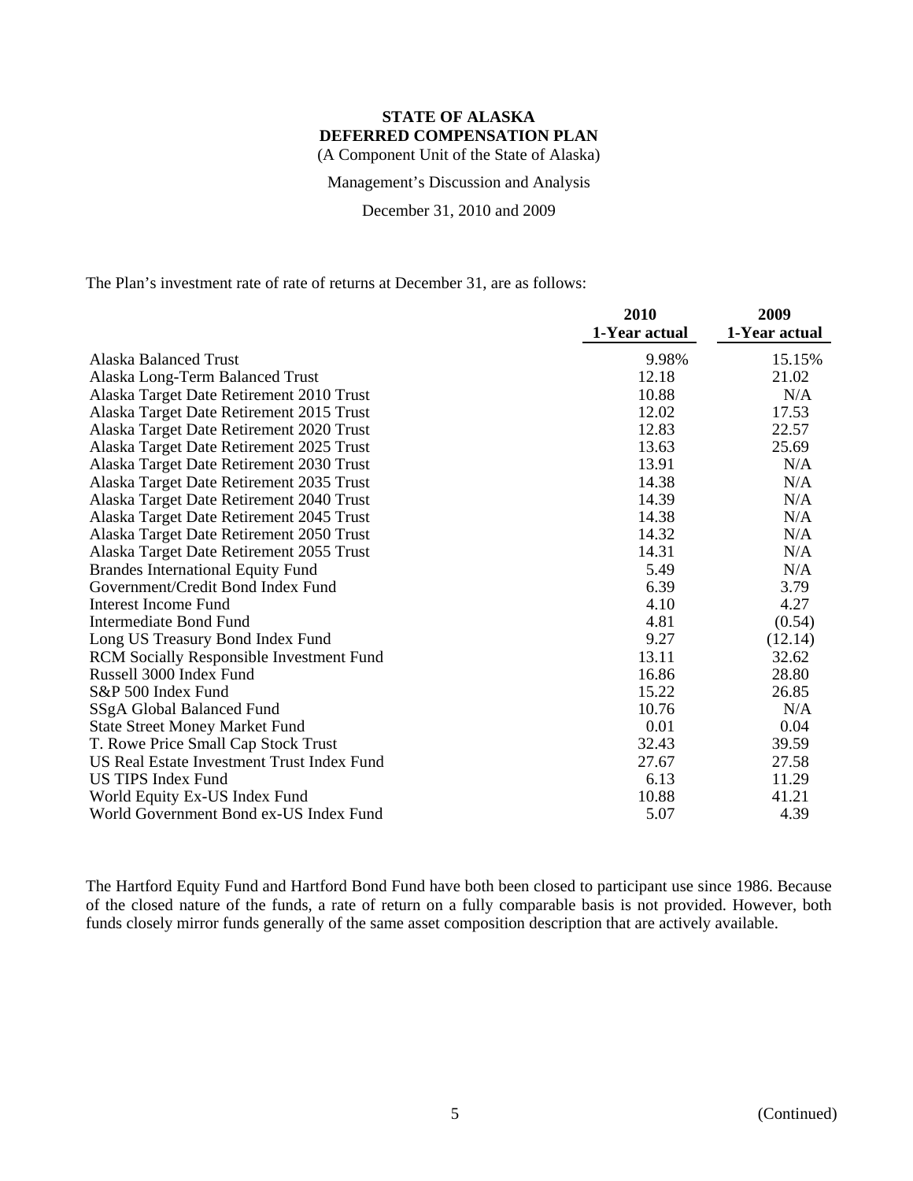**STATE OF ALASKA**
**DEFERRED COMPENSATION PLAN**
(A Component Unit of the State of Alaska)

Management's Discussion and Analysis

December 31, 2010 and 2009

The Plan's investment rate of rate of returns at December 31, are as follows:

| | 2010<br>1-Year actual | 2009<br>1-Year actual |
|---|---|---|
| Alaska Balanced Trust | 9.98% | 15.15% |
| Alaska Long-Term Balanced Trust | 12.18 | 21.02 |
| Alaska Target Date Retirement 2010 Trust | 10.88 | N/A |
| Alaska Target Date Retirement 2015 Trust | 12.02 | 17.53 |
| Alaska Target Date Retirement 2020 Trust | 12.83 | 22.57 |
| Alaska Target Date Retirement 2025 Trust | 13.63 | 25.69 |
| Alaska Target Date Retirement 2030 Trust | 13.91 | N/A |
| Alaska Target Date Retirement 2035 Trust | 14.38 | N/A |
| Alaska Target Date Retirement 2040 Trust | 14.39 | N/A |
| Alaska Target Date Retirement 2045 Trust | 14.38 | N/A |
| Alaska Target Date Retirement 2050 Trust | 14.32 | N/A |
| Alaska Target Date Retirement 2055 Trust | 14.31 | N/A |
| Brandes International Equity Fund | 5.49 | N/A |
| Government/Credit Bond Index Fund | 6.39 | 3.79 |
| Interest Income Fund | 4.10 | 4.27 |
| Intermediate Bond Fund | 4.81 | (0.54) |
| Long US Treasury Bond Index Fund | 9.27 | (12.14) |
| RCM Socially Responsible Investment Fund | 13.11 | 32.62 |
| Russell 3000 Index Fund | 16.86 | 28.80 |
| S&P 500 Index Fund | 15.22 | 26.85 |
| SSgA Global Balanced Fund | 10.76 | N/A |
| State Street Money Market Fund | 0.01 | 0.04 |
| T. Rowe Price Small Cap Stock Trust | 32.43 | 39.59 |
| US Real Estate Investment Trust Index Fund | 27.67 | 27.58 |
| US TIPS Index Fund | 6.13 | 11.29 |
| World Equity Ex-US Index Fund | 10.88 | 41.21 |
| World Government Bond ex-US Index Fund | 5.07 | 4.39 |

The Hartford Equity Fund and Hartford Bond Fund have both been closed to participant use since 1986. Because of the closed nature of the funds, a rate of return on a fully comparable basis is not provided. However, both funds closely mirror funds generally of the same asset composition description that are actively available.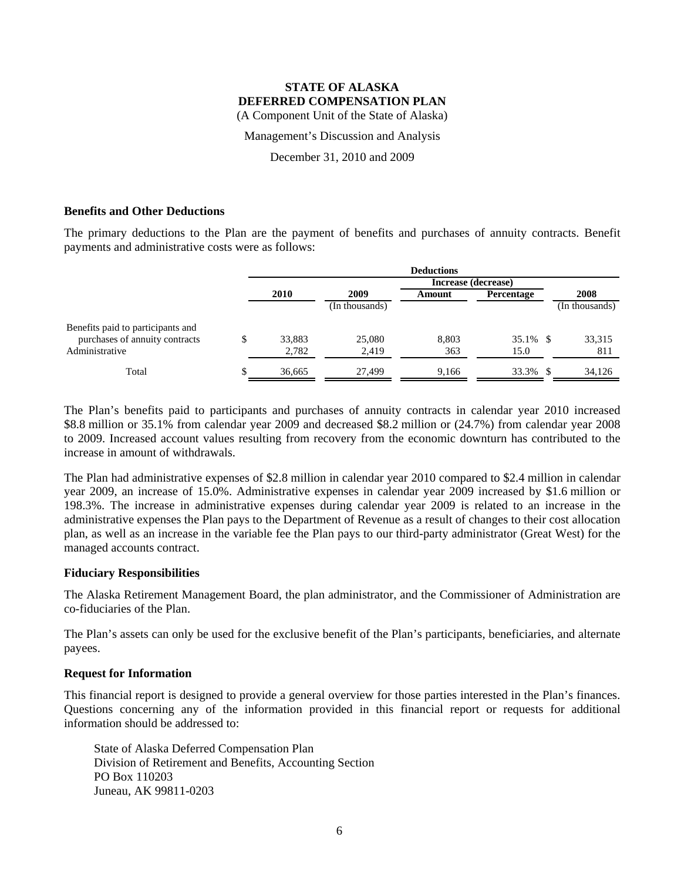**STATE OF ALASKA**
**DEFERRED COMPENSATION PLAN**
(A Component Unit of the State of Alaska)

Management's Discussion and Analysis

December 31, 2010 and 2009

### Benefits and Other Deductions

The primary deductions to the Plan are the payment of benefits and purchases of annuity contracts. Benefit payments and administrative costs were as follows:

| | Deductions | | | | |
|---|---|---|---|---|---|
| | | | Increase (decrease) | | |
| | 2010 | 2009 | Amount | Percentage | 2008 |
| | | (In thousands) | | | (In thousands) |
| Benefits paid to participants and purchases of annuity contracts | $ 33,883 | 25,080 | 8,803 | 35.1% | $ 33,315 |
| Administrative | 2,782 | 2,419 | 363 | 15.0 | 811 |
| Total | $ 36,665 | 27,499 | 9,166 | 33.3% | $ 34,126 |

The Plan's benefits paid to participants and purchases of annuity contracts in calendar year 2010 increased \$8.8 million or 35.1% from calendar year 2009 and decreased \$8.2 million or (24.7%) from calendar year 2008 to 2009. Increased account values resulting from recovery from the economic downturn has contributed to the increase in amount of withdrawals.

The Plan had administrative expenses of \$2.8 million in calendar year 2010 compared to \$2.4 million in calendar year 2009, an increase of 15.0%. Administrative expenses in calendar year 2009 increased by \$1.6 million or 198.3%. The increase in administrative expenses during calendar year 2009 is related to an increase in the administrative expenses the Plan pays to the Department of Revenue as a result of changes to their cost allocation plan, as well as an increase in the variable fee the Plan pays to our third-party administrator (Great West) for the managed accounts contract.

### Fiduciary Responsibilities

The Alaska Retirement Management Board, the plan administrator, and the Commissioner of Administration are co-fiduciaries of the Plan.

The Plan's assets can only be used for the exclusive benefit of the Plan's participants, beneficiaries, and alternate payees.

### Request for Information

This financial report is designed to provide a general overview for those parties interested in the Plan's finances. Questions concerning any of the information provided in this financial report or requests for additional information should be addressed to:

State of Alaska Deferred Compensation Plan
Division of Retirement and Benefits, Accounting Section
PO Box 110203
Juneau, AK 99811-0203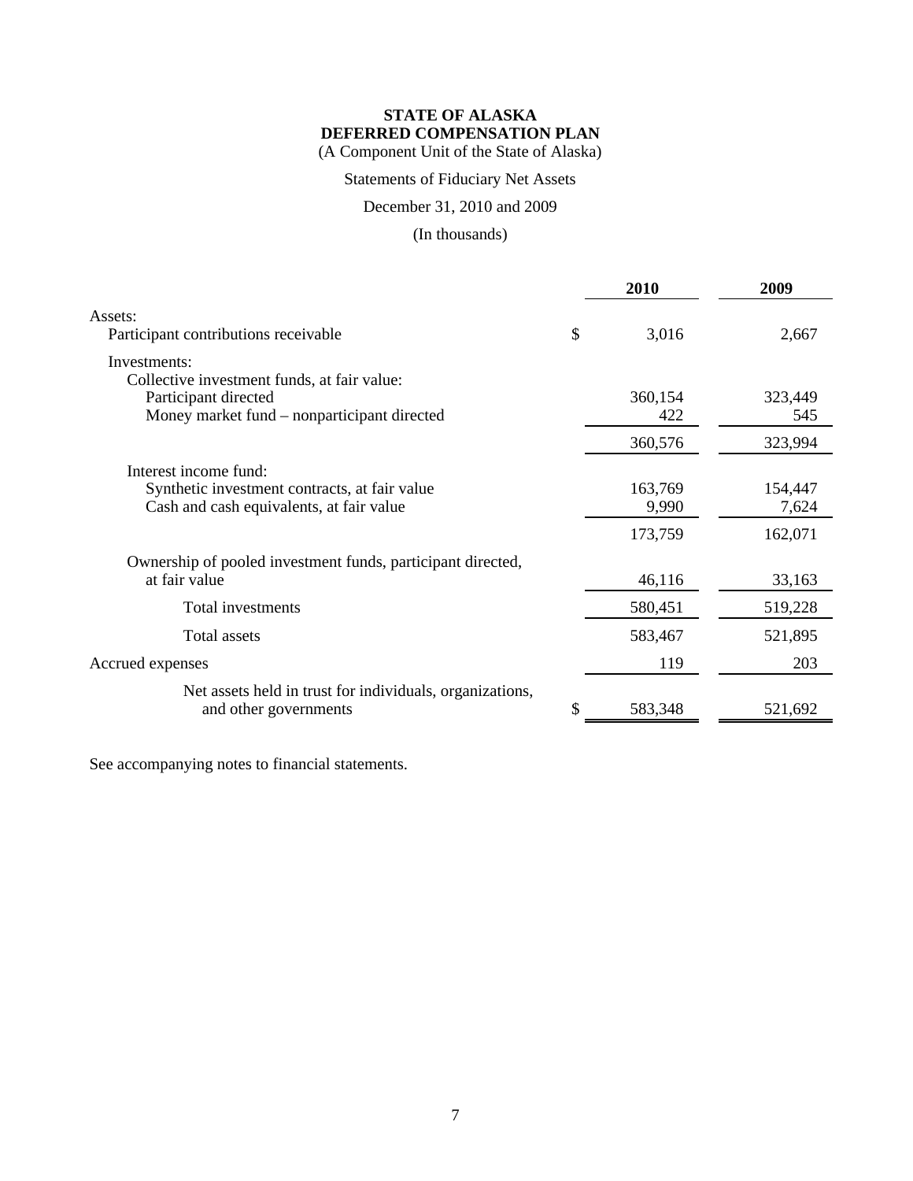**STATE OF ALASKA**
**DEFERRED COMPENSATION PLAN**
(A Component Unit of the State of Alaska)

Statements of Fiduciary Net Assets

December 31, 2010 and 2009

(In thousands)

| | | 2010 | 2009 |
|---|---|---|---|
| Assets: | | | |
| Participant contributions receivable | $ | 3,016 | 2,667 |
| Investments: | | | |
| Collective investment funds, at fair value: | | | |
| Participant directed | | 360,154 | 323,449 |
| Money market fund – nonparticipant directed | | 422 | 545 |
| | | 360,576 | 323,994 |
| Interest income fund: | | | |
| Synthetic investment contracts, at fair value | | 163,769 | 154,447 |
| Cash and cash equivalents, at fair value | | 9,990 | 7,624 |
| | | 173,759 | 162,071 |
| Ownership of pooled investment funds, participant directed, at fair value | | 46,116 | 33,163 |
| Total investments | | 580,451 | 519,228 |
| Total assets | | 583,467 | 521,895 |
| Accrued expenses | | 119 | 203 |
| Net assets held in trust for individuals, organizations, and other governments | $ | 583,348 | 521,692 |

See accompanying notes to financial statements.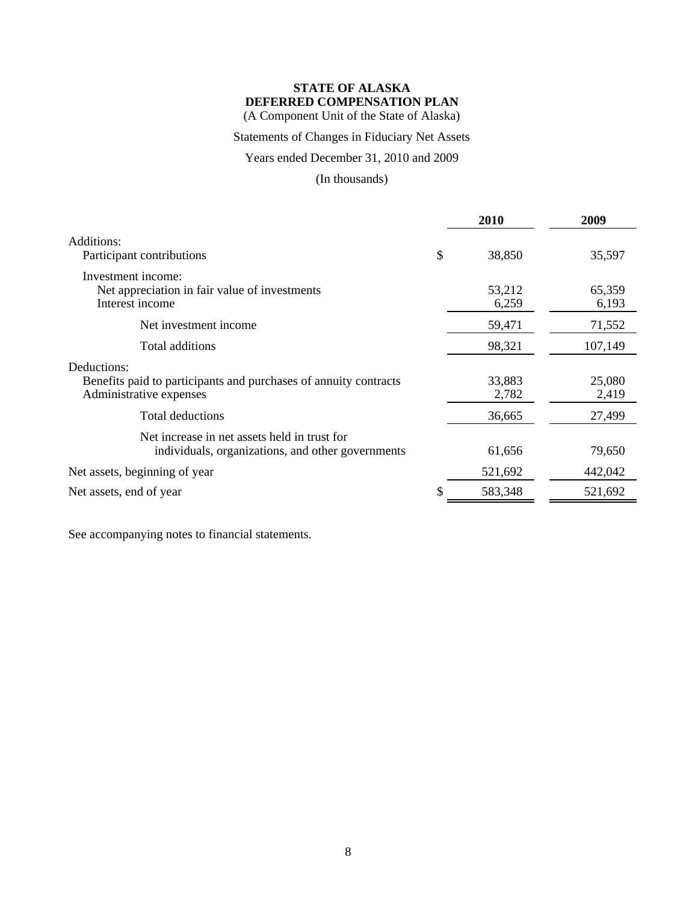**STATE OF ALASKA**
**DEFERRED COMPENSATION PLAN**
(A Component Unit of the State of Alaska)

Statements of Changes in Fiduciary Net Assets

Years ended December 31, 2010 and 2009

(In thousands)

| | | 2010 | 2009 |
|---|---|---|---|
| Additions: | | | |
| Participant contributions | $ | 38,850 | 35,597 |
| Investment income: | | | |
| Net appreciation in fair value of investments | | 53,212 | 65,359 |
| Interest income | | 6,259 | 6,193 |
| Net investment income | | 59,471 | 71,552 |
| Total additions | | 98,321 | 107,149 |
| Deductions: | | | |
| Benefits paid to participants and purchases of annuity contracts | | 33,883 | 25,080 |
| Administrative expenses | | 2,782 | 2,419 |
| Total deductions | | 36,665 | 27,499 |
| Net increase in net assets held in trust for individuals, organizations, and other governments | | 61,656 | 79,650 |
| Net assets, beginning of year | | 521,692 | 442,042 |
| Net assets, end of year | $ | 583,348 | 521,692 |

See accompanying notes to financial statements.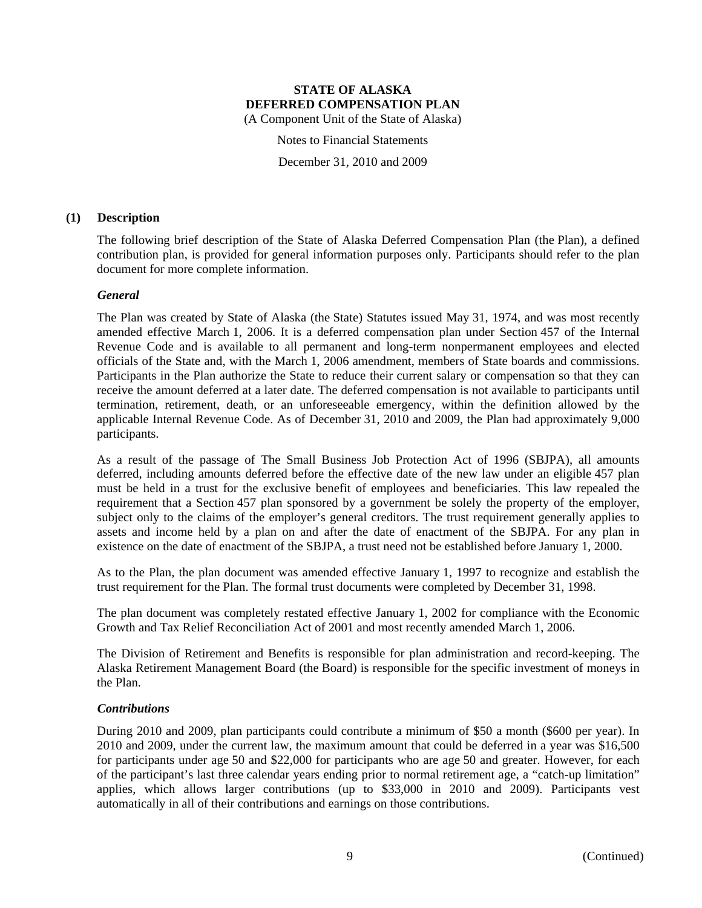# STATE OF ALASKA
# DEFERRED COMPENSATION PLAN

(A Component Unit of the State of Alaska)

Notes to Financial Statements

December 31, 2010 and 2009

## (1) Description

The following brief description of the State of Alaska Deferred Compensation Plan (the Plan), a defined contribution plan, is provided for general information purposes only. Participants should refer to the plan document for more complete information.

### *General*

The Plan was created by State of Alaska (the State) Statutes issued May 31, 1974, and was most recently amended effective March 1, 2006. It is a deferred compensation plan under Section 457 of the Internal Revenue Code and is available to all permanent and long-term nonpermanent employees and elected officials of the State and, with the March 1, 2006 amendment, members of State boards and commissions. Participants in the Plan authorize the State to reduce their current salary or compensation so that they can receive the amount deferred at a later date. The deferred compensation is not available to participants until termination, retirement, death, or an unforeseeable emergency, within the definition allowed by the applicable Internal Revenue Code. As of December 31, 2010 and 2009, the Plan had approximately 9,000 participants.

As a result of the passage of The Small Business Job Protection Act of 1996 (SBJPA), all amounts deferred, including amounts deferred before the effective date of the new law under an eligible 457 plan must be held in a trust for the exclusive benefit of employees and beneficiaries. This law repealed the requirement that a Section 457 plan sponsored by a government be solely the property of the employer, subject only to the claims of the employer's general creditors. The trust requirement generally applies to assets and income held by a plan on and after the date of enactment of the SBJPA. For any plan in existence on the date of enactment of the SBJPA, a trust need not be established before January 1, 2000.

As to the Plan, the plan document was amended effective January 1, 1997 to recognize and establish the trust requirement for the Plan. The formal trust documents were completed by December 31, 1998.

The plan document was completely restated effective January 1, 2002 for compliance with the Economic Growth and Tax Relief Reconciliation Act of 2001 and most recently amended March 1, 2006.

The Division of Retirement and Benefits is responsible for plan administration and record-keeping. The Alaska Retirement Management Board (the Board) is responsible for the specific investment of moneys in the Plan.

### *Contributions*

During 2010 and 2009, plan participants could contribute a minimum of $50 a month ($600 per year). In 2010 and 2009, under the current law, the maximum amount that could be deferred in a year was $16,500 for participants under age 50 and $22,000 for participants who are age 50 and greater. However, for each of the participant's last three calendar years ending prior to normal retirement age, a "catch-up limitation" applies, which allows larger contributions (up to $33,000 in 2010 and 2009). Participants vest automatically in all of their contributions and earnings on those contributions.

(Continued)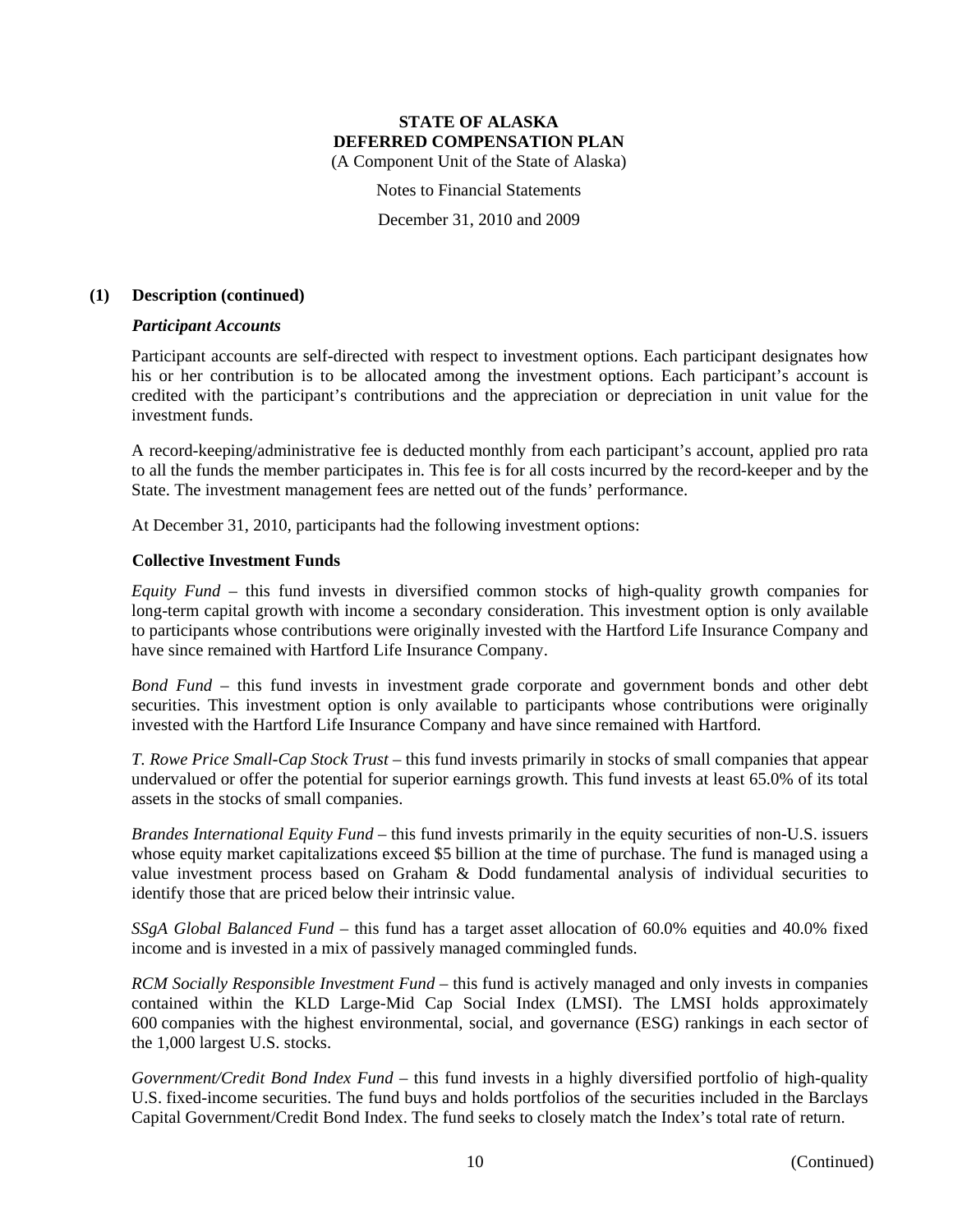# STATE OF ALASKA DEFERRED COMPENSATION PLAN

(A Component Unit of the State of Alaska)

Notes to Financial Statements

December 31, 2010 and 2009

## (1) Description (continued)

### *Participant Accounts*

Participant accounts are self-directed with respect to investment options. Each participant designates how his or her contribution is to be allocated among the investment options. Each participant's account is credited with the participant's contributions and the appreciation or depreciation in unit value for the investment funds.

A record-keeping/administrative fee is deducted monthly from each participant's account, applied pro rata to all the funds the member participates in. This fee is for all costs incurred by the record-keeper and by the State. The investment management fees are netted out of the funds' performance.

At December 31, 2010, participants had the following investment options:

### Collective Investment Funds

*Equity Fund* – this fund invests in diversified common stocks of high-quality growth companies for long-term capital growth with income a secondary consideration. This investment option is only available to participants whose contributions were originally invested with the Hartford Life Insurance Company and have since remained with Hartford Life Insurance Company.

*Bond Fund* – this fund invests in investment grade corporate and government bonds and other debt securities. This investment option is only available to participants whose contributions were originally invested with the Hartford Life Insurance Company and have since remained with Hartford.

*T. Rowe Price Small-Cap Stock Trust* – this fund invests primarily in stocks of small companies that appear undervalued or offer the potential for superior earnings growth. This fund invests at least 65.0% of its total assets in the stocks of small companies.

*Brandes International Equity Fund* – this fund invests primarily in the equity securities of non-U.S. issuers whose equity market capitalizations exceed $5 billion at the time of purchase. The fund is managed using a value investment process based on Graham & Dodd fundamental analysis of individual securities to identify those that are priced below their intrinsic value.

*SSgA Global Balanced Fund* – this fund has a target asset allocation of 60.0% equities and 40.0% fixed income and is invested in a mix of passively managed commingled funds.

*RCM Socially Responsible Investment Fund* – this fund is actively managed and only invests in companies contained within the KLD Large-Mid Cap Social Index (LMSI). The LMSI holds approximately 600 companies with the highest environmental, social, and governance (ESG) rankings in each sector of the 1,000 largest U.S. stocks.

*Government/Credit Bond Index Fund* – this fund invests in a highly diversified portfolio of high-quality U.S. fixed-income securities. The fund buys and holds portfolios of the securities included in the Barclays Capital Government/Credit Bond Index. The fund seeks to closely match the Index's total rate of return.

(Continued)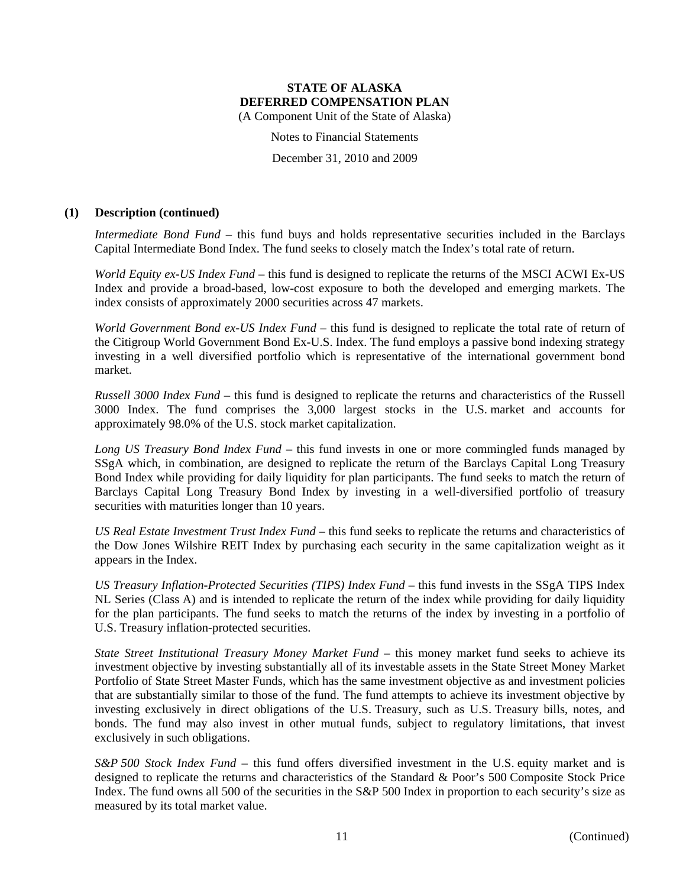### (1) Description (continued)

*Intermediate Bond Fund* – this fund buys and holds representative securities included in the Barclays Capital Intermediate Bond Index. The fund seeks to closely match the Index's total rate of return.

*World Equity ex-US Index Fund* – this fund is designed to replicate the returns of the MSCI ACWI Ex-US Index and provide a broad-based, low-cost exposure to both the developed and emerging markets. The index consists of approximately 2000 securities across 47 markets.

*World Government Bond ex-US Index Fund* – this fund is designed to replicate the total rate of return of the Citigroup World Government Bond Ex-U.S. Index. The fund employs a passive bond indexing strategy investing in a well diversified portfolio which is representative of the international government bond market.

*Russell 3000 Index Fund* – this fund is designed to replicate the returns and characteristics of the Russell 3000 Index. The fund comprises the 3,000 largest stocks in the U.S. market and accounts for approximately 98.0% of the U.S. stock market capitalization.

*Long US Treasury Bond Index Fund* – this fund invests in one or more commingled funds managed by SSgA which, in combination, are designed to replicate the return of the Barclays Capital Long Treasury Bond Index while providing for daily liquidity for plan participants. The fund seeks to match the return of Barclays Capital Long Treasury Bond Index by investing in a well-diversified portfolio of treasury securities with maturities longer than 10 years.

*US Real Estate Investment Trust Index Fund* – this fund seeks to replicate the returns and characteristics of the Dow Jones Wilshire REIT Index by purchasing each security in the same capitalization weight as it appears in the Index.

*US Treasury Inflation-Protected Securities (TIPS) Index Fund* – this fund invests in the SSgA TIPS Index NL Series (Class A) and is intended to replicate the return of the index while providing for daily liquidity for the plan participants. The fund seeks to match the returns of the index by investing in a portfolio of U.S. Treasury inflation-protected securities.

*State Street Institutional Treasury Money Market Fund* – this money market fund seeks to achieve its investment objective by investing substantially all of its investable assets in the State Street Money Market Portfolio of State Street Master Funds, which has the same investment objective as and investment policies that are substantially similar to those of the fund. The fund attempts to achieve its investment objective by investing exclusively in direct obligations of the U.S. Treasury, such as U.S. Treasury bills, notes, and bonds. The fund may also invest in other mutual funds, subject to regulatory limitations, that invest exclusively in such obligations.

*S&P 500 Stock Index Fund* – this fund offers diversified investment in the U.S. equity market and is designed to replicate the returns and characteristics of the Standard & Poor's 500 Composite Stock Price Index. The fund owns all 500 of the securities in the S&P 500 Index in proportion to each security's size as measured by its total market value.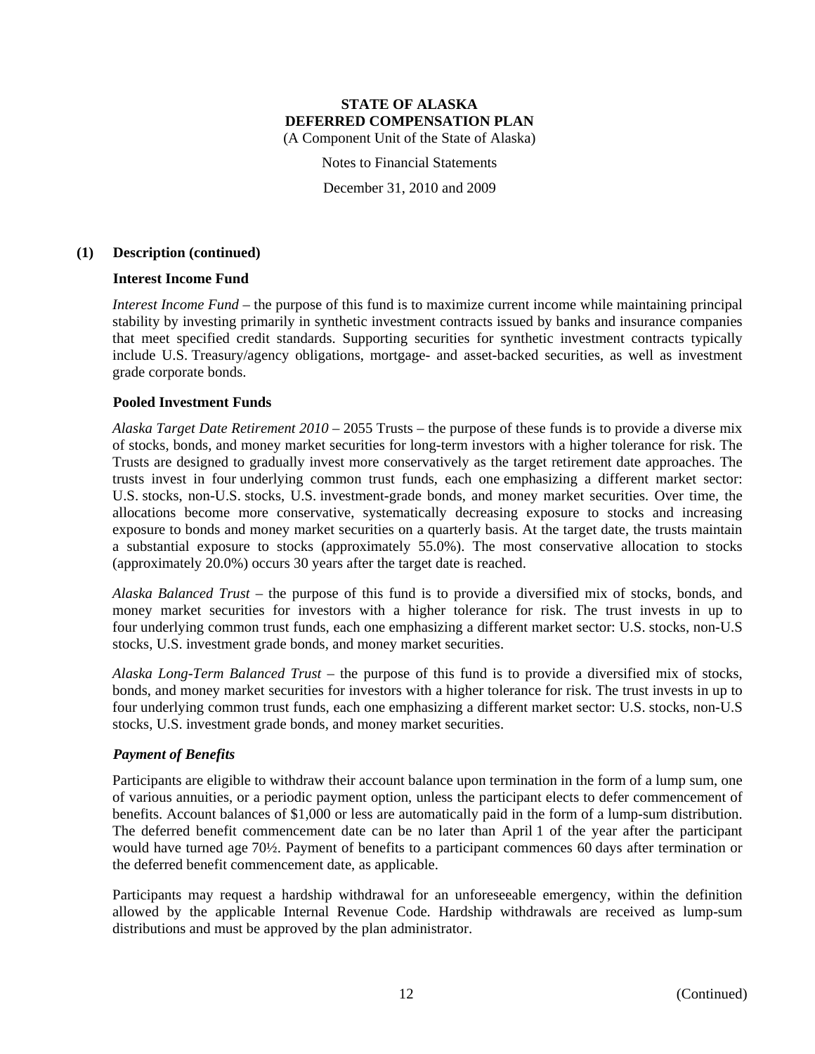**STATE OF ALASKA**
**DEFERRED COMPENSATION PLAN**
(A Component Unit of the State of Alaska)

Notes to Financial Statements

December 31, 2010 and 2009

**(1) Description (continued)**

**Interest Income Fund**

*Interest Income Fund* – the purpose of this fund is to maximize current income while maintaining principal stability by investing primarily in synthetic investment contracts issued by banks and insurance companies that meet specified credit standards. Supporting securities for synthetic investment contracts typically include U.S. Treasury/agency obligations, mortgage- and asset-backed securities, as well as investment grade corporate bonds.

**Pooled Investment Funds**

*Alaska Target Date Retirement 2010* – 2055 Trusts – the purpose of these funds is to provide a diverse mix of stocks, bonds, and money market securities for long-term investors with a higher tolerance for risk. The Trusts are designed to gradually invest more conservatively as the target retirement date approaches. The trusts invest in four underlying common trust funds, each one emphasizing a different market sector: U.S. stocks, non-U.S. stocks, U.S. investment-grade bonds, and money market securities. Over time, the allocations become more conservative, systematically decreasing exposure to stocks and increasing exposure to bonds and money market securities on a quarterly basis. At the target date, the trusts maintain a substantial exposure to stocks (approximately 55.0%). The most conservative allocation to stocks (approximately 20.0%) occurs 30 years after the target date is reached.

*Alaska Balanced Trust* – the purpose of this fund is to provide a diversified mix of stocks, bonds, and money market securities for investors with a higher tolerance for risk. The trust invests in up to four underlying common trust funds, each one emphasizing a different market sector: U.S. stocks, non-U.S stocks, U.S. investment grade bonds, and money market securities.

*Alaska Long-Term Balanced Trust* – the purpose of this fund is to provide a diversified mix of stocks, bonds, and money market securities for investors with a higher tolerance for risk. The trust invests in up to four underlying common trust funds, each one emphasizing a different market sector: U.S. stocks, non-U.S stocks, U.S. investment grade bonds, and money market securities.

***Payment of Benefits***

Participants are eligible to withdraw their account balance upon termination in the form of a lump sum, one of various annuities, or a periodic payment option, unless the participant elects to defer commencement of benefits. Account balances of $1,000 or less are automatically paid in the form of a lump-sum distribution. The deferred benefit commencement date can be no later than April 1 of the year after the participant would have turned age 70½. Payment of benefits to a participant commences 60 days after termination or the deferred benefit commencement date, as applicable.

Participants may request a hardship withdrawal for an unforeseeable emergency, within the definition allowed by the applicable Internal Revenue Code. Hardship withdrawals are received as lump-sum distributions and must be approved by the plan administrator.

(Continued)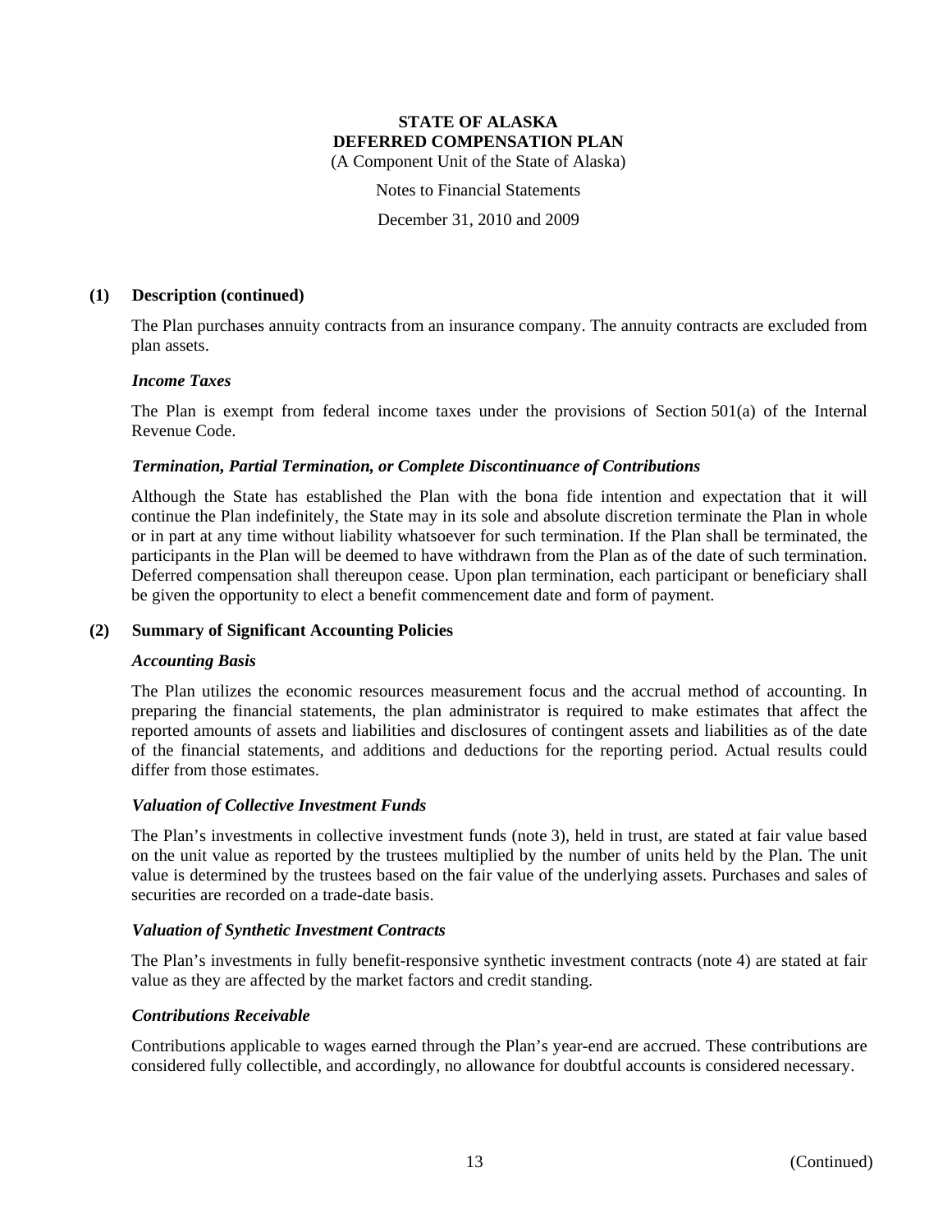**STATE OF ALASKA**
**DEFERRED COMPENSATION PLAN**
(A Component Unit of the State of Alaska)

Notes to Financial Statements

December 31, 2010 and 2009

**(1) Description (continued)**

The Plan purchases annuity contracts from an insurance company. The annuity contracts are excluded from plan assets.

***Income Taxes***

The Plan is exempt from federal income taxes under the provisions of Section 501(a) of the Internal Revenue Code.

***Termination, Partial Termination, or Complete Discontinuance of Contributions***

Although the State has established the Plan with the bona fide intention and expectation that it will continue the Plan indefinitely, the State may in its sole and absolute discretion terminate the Plan in whole or in part at any time without liability whatsoever for such termination. If the Plan shall be terminated, the participants in the Plan will be deemed to have withdrawn from the Plan as of the date of such termination. Deferred compensation shall thereupon cease. Upon plan termination, each participant or beneficiary shall be given the opportunity to elect a benefit commencement date and form of payment.

**(2) Summary of Significant Accounting Policies**

***Accounting Basis***

The Plan utilizes the economic resources measurement focus and the accrual method of accounting. In preparing the financial statements, the plan administrator is required to make estimates that affect the reported amounts of assets and liabilities and disclosures of contingent assets and liabilities as of the date of the financial statements, and additions and deductions for the reporting period. Actual results could differ from those estimates.

***Valuation of Collective Investment Funds***

The Plan's investments in collective investment funds (note 3), held in trust, are stated at fair value based on the unit value as reported by the trustees multiplied by the number of units held by the Plan. The unit value is determined by the trustees based on the fair value of the underlying assets. Purchases and sales of securities are recorded on a trade-date basis.

***Valuation of Synthetic Investment Contracts***

The Plan's investments in fully benefit-responsive synthetic investment contracts (note 4) are stated at fair value as they are affected by the market factors and credit standing.

***Contributions Receivable***

Contributions applicable to wages earned through the Plan's year-end are accrued. These contributions are considered fully collectible, and accordingly, no allowance for doubtful accounts is considered necessary.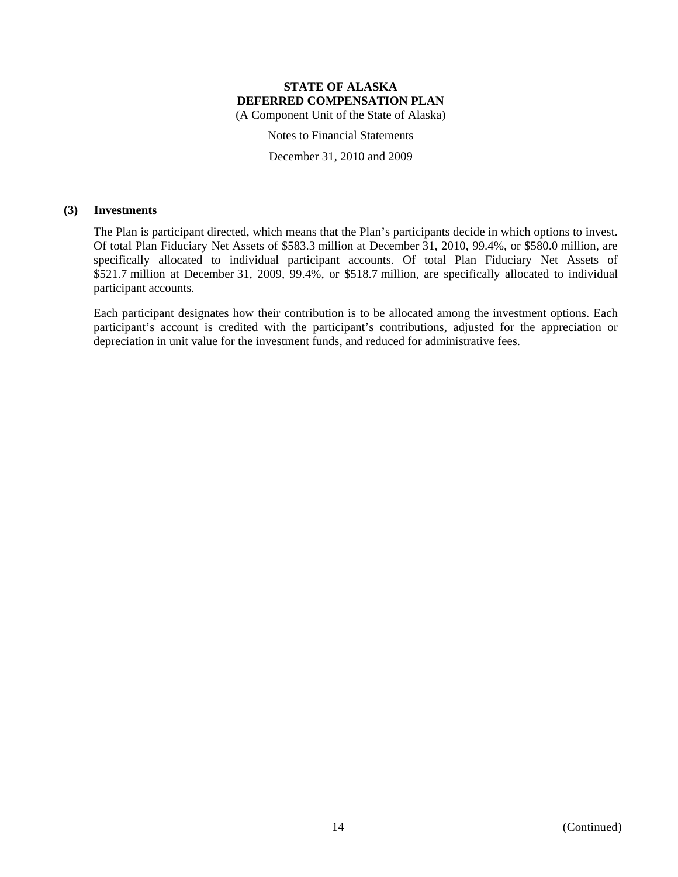**STATE OF ALASKA**
**DEFERRED COMPENSATION PLAN**
(A Component Unit of the State of Alaska)

Notes to Financial Statements

December 31, 2010 and 2009

## (3) Investments

The Plan is participant directed, which means that the Plan's participants decide in which options to invest. Of total Plan Fiduciary Net Assets of $583.3 million at December 31, 2010, 99.4%, or $580.0 million, are specifically allocated to individual participant accounts. Of total Plan Fiduciary Net Assets of $521.7 million at December 31, 2009, 99.4%, or $518.7 million, are specifically allocated to individual participant accounts.

Each participant designates how their contribution is to be allocated among the investment options. Each participant's account is credited with the participant's contributions, adjusted for the appreciation or depreciation in unit value for the investment funds, and reduced for administrative fees.

(Continued)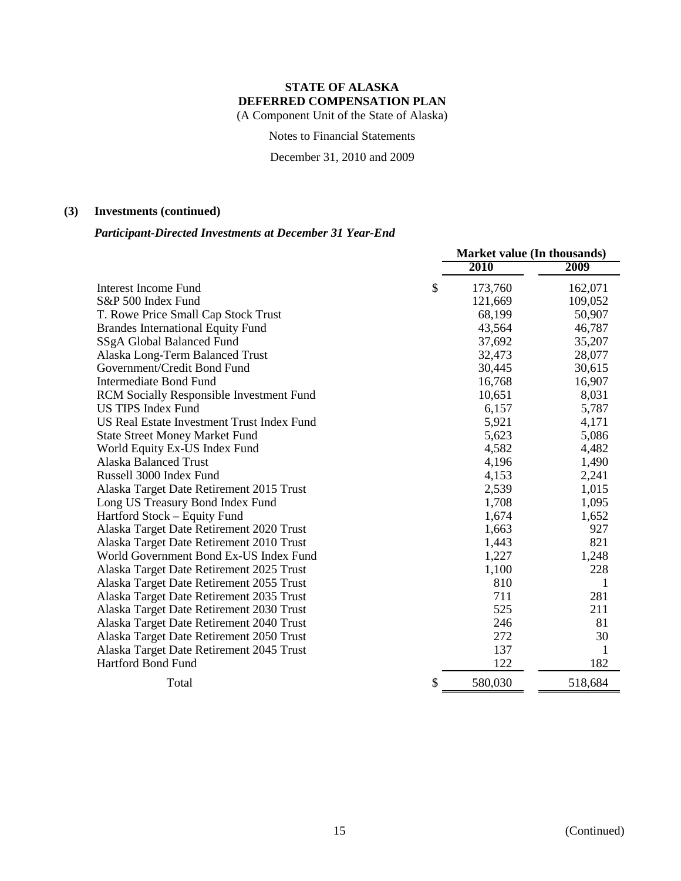**STATE OF ALASKA**
**DEFERRED COMPENSATION PLAN**
(A Component Unit of the State of Alaska)

Notes to Financial Statements

December 31, 2010 and 2009

## (3) Investments (continued)

### *Participant-Directed Investments at December 31 Year-End*

| | Market value (In thousands) | |
|---|---|---|
| | **2010** | **2009** |
| Interest Income Fund | $ 173,760 | 162,071 |
| S&P 500 Index Fund | 121,669 | 109,052 |
| T. Rowe Price Small Cap Stock Trust | 68,199 | 50,907 |
| Brandes International Equity Fund | 43,564 | 46,787 |
| SSgA Global Balanced Fund | 37,692 | 35,207 |
| Alaska Long-Term Balanced Trust | 32,473 | 28,077 |
| Government/Credit Bond Fund | 30,445 | 30,615 |
| Intermediate Bond Fund | 16,768 | 16,907 |
| RCM Socially Responsible Investment Fund | 10,651 | 8,031 |
| US TIPS Index Fund | 6,157 | 5,787 |
| US Real Estate Investment Trust Index Fund | 5,921 | 4,171 |
| State Street Money Market Fund | 5,623 | 5,086 |
| World Equity Ex-US Index Fund | 4,582 | 4,482 |
| Alaska Balanced Trust | 4,196 | 1,490 |
| Russell 3000 Index Fund | 4,153 | 2,241 |
| Alaska Target Date Retirement 2015 Trust | 2,539 | 1,015 |
| Long US Treasury Bond Index Fund | 1,708 | 1,095 |
| Hartford Stock – Equity Fund | 1,674 | 1,652 |
| Alaska Target Date Retirement 2020 Trust | 1,663 | 927 |
| Alaska Target Date Retirement 2010 Trust | 1,443 | 821 |
| World Government Bond Ex-US Index Fund | 1,227 | 1,248 |
| Alaska Target Date Retirement 2025 Trust | 1,100 | 228 |
| Alaska Target Date Retirement 2055 Trust | 810 | 1 |
| Alaska Target Date Retirement 2035 Trust | 711 | 281 |
| Alaska Target Date Retirement 2030 Trust | 525 | 211 |
| Alaska Target Date Retirement 2040 Trust | 246 | 81 |
| Alaska Target Date Retirement 2050 Trust | 272 | 30 |
| Alaska Target Date Retirement 2045 Trust | 137 | 1 |
| Hartford Bond Fund | 122 | 182 |
| Total | $ 580,030 | 518,684 |

(Continued)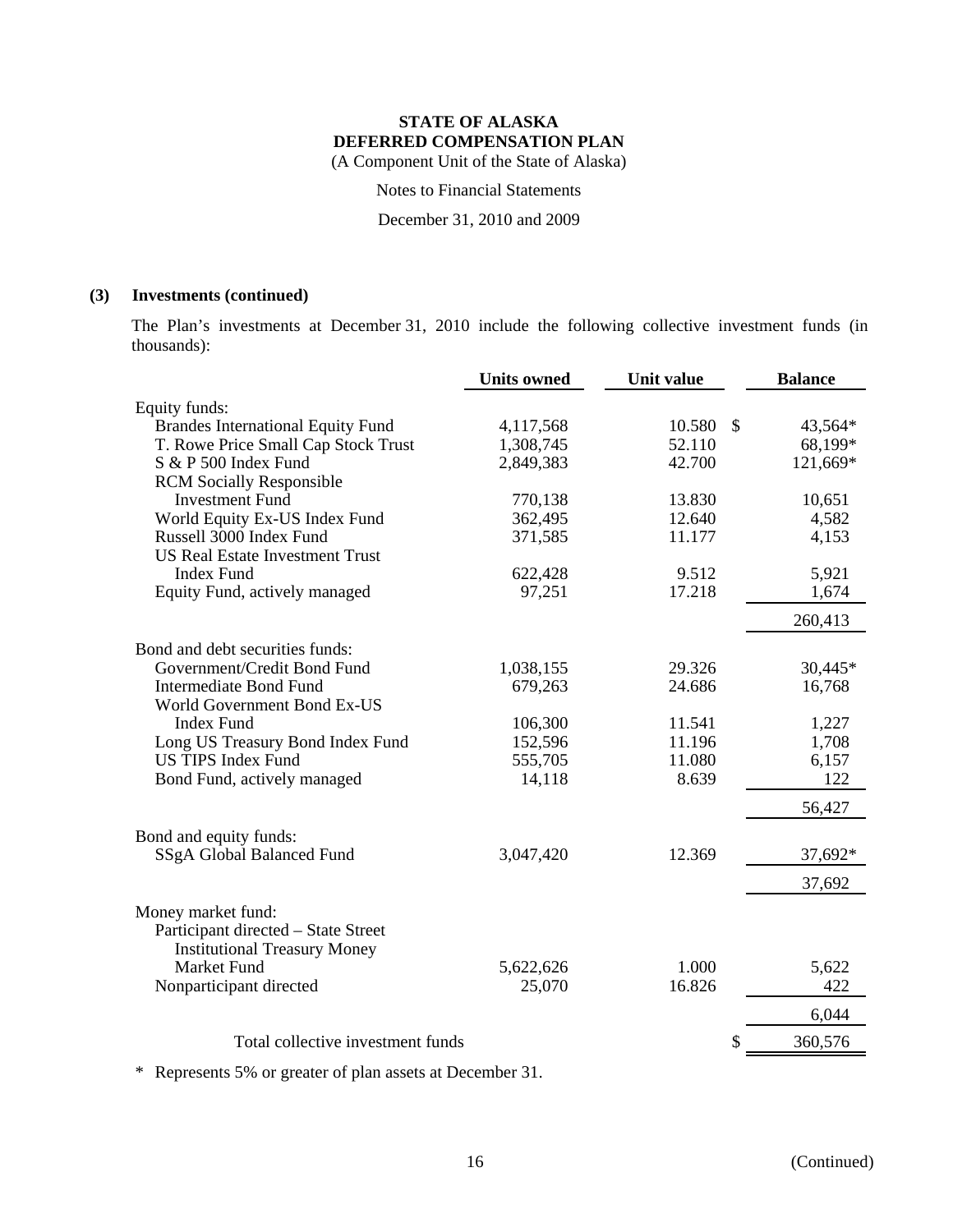**STATE OF ALASKA**
**DEFERRED COMPENSATION PLAN**
(A Component Unit of the State of Alaska)

Notes to Financial Statements

December 31, 2010 and 2009

**(3) Investments (continued)**

The Plan's investments at December 31, 2010 include the following collective investment funds (in thousands):

| | Units owned | Unit value | Balance |
|---|---|---|---|
| Equity funds: | | | |
| Brandes International Equity Fund | 4,117,568 | 10.580 | $ 43,564* |
| T. Rowe Price Small Cap Stock Trust | 1,308,745 | 52.110 | 68,199* |
| S & P 500 Index Fund | 2,849,383 | 42.700 | 121,669* |
| RCM Socially Responsible Investment Fund | 770,138 | 13.830 | 10,651 |
| World Equity Ex-US Index Fund | 362,495 | 12.640 | 4,582 |
| Russell 3000 Index Fund | 371,585 | 11.177 | 4,153 |
| US Real Estate Investment Trust Index Fund | 622,428 | 9.512 | 5,921 |
| Equity Fund, actively managed | 97,251 | 17.218 | 1,674 |
| | | | 260,413 |
| Bond and debt securities funds: | | | |
| Government/Credit Bond Fund | 1,038,155 | 29.326 | 30,445* |
| Intermediate Bond Fund | 679,263 | 24.686 | 16,768 |
| World Government Bond Ex-US Index Fund | 106,300 | 11.541 | 1,227 |
| Long US Treasury Bond Index Fund | 152,596 | 11.196 | 1,708 |
| US TIPS Index Fund | 555,705 | 11.080 | 6,157 |
| Bond Fund, actively managed | 14,118 | 8.639 | 122 |
| | | | 56,427 |
| Bond and equity funds: | | | |
| SSgA Global Balanced Fund | 3,047,420 | 12.369 | 37,692* |
| | | | 37,692 |
| Money market fund: | | | |
| Participant directed – State Street Institutional Treasury Money Market Fund | 5,622,626 | 1.000 | 5,622 |
| Nonparticipant directed | 25,070 | 16.826 | 422 |
| | | | 6,044 |
| Total collective investment funds | | | $ 360,576 |

* Represents 5% or greater of plan assets at December 31.

(Continued)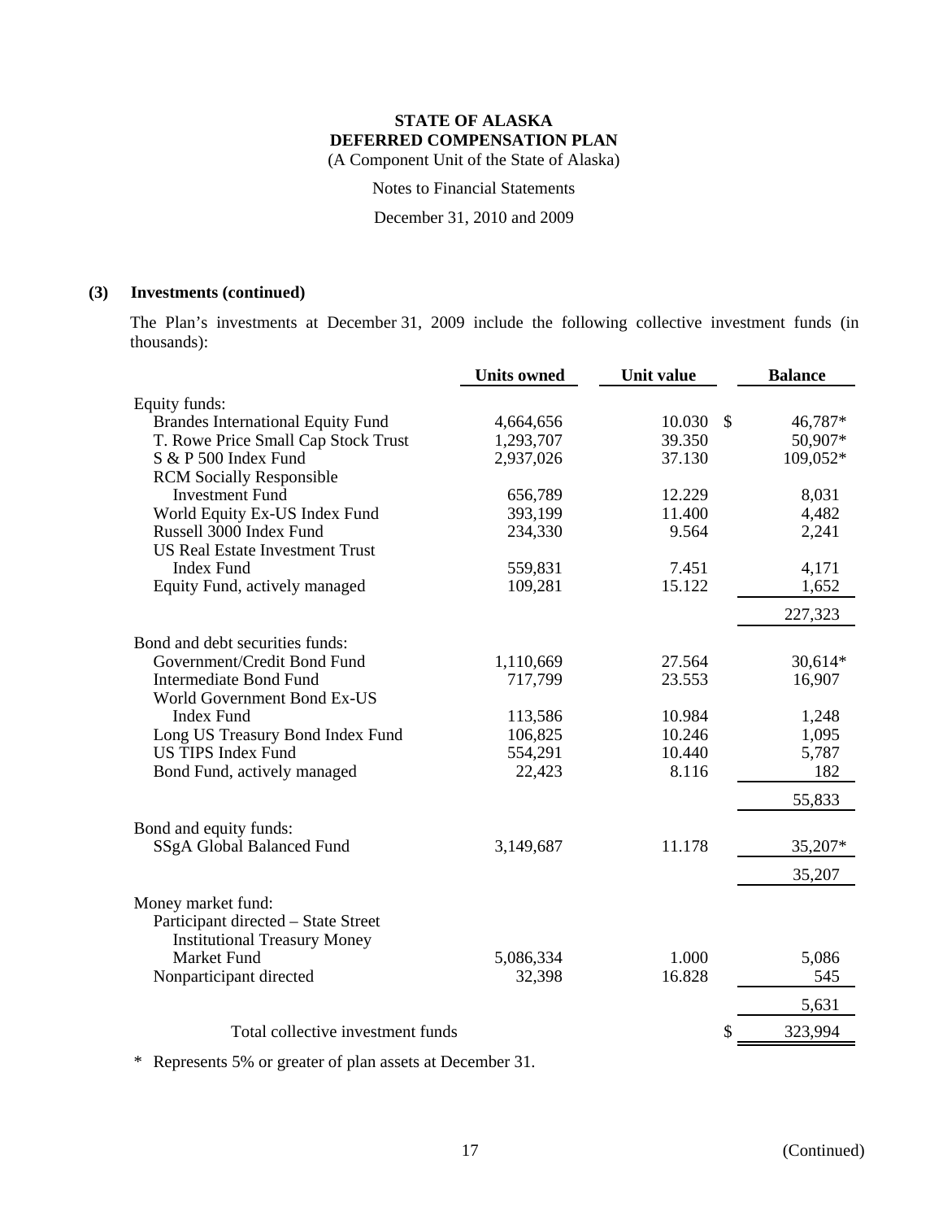**STATE OF ALASKA**
**DEFERRED COMPENSATION PLAN**
(A Component Unit of the State of Alaska)

Notes to Financial Statements

December 31, 2010 and 2009

## (3) Investments (continued)

The Plan's investments at December 31, 2009 include the following collective investment funds (in thousands):

| | Units owned | Unit value | Balance |
|---|---|---|---|
| Equity funds: | | | |
| Brandes International Equity Fund | 4,664,656 | 10.030 | $ 46,787* |
| T. Rowe Price Small Cap Stock Trust | 1,293,707 | 39.350 | 50,907* |
| S & P 500 Index Fund | 2,937,026 | 37.130 | 109,052* |
| RCM Socially Responsible Investment Fund | 656,789 | 12.229 | 8,031 |
| World Equity Ex-US Index Fund | 393,199 | 11.400 | 4,482 |
| Russell 3000 Index Fund | 234,330 | 9.564 | 2,241 |
| US Real Estate Investment Trust Index Fund | 559,831 | 7.451 | 4,171 |
| Equity Fund, actively managed | 109,281 | 15.122 | 1,652 |
| | | | 227,323 |
| Bond and debt securities funds: | | | |
| Government/Credit Bond Fund | 1,110,669 | 27.564 | 30,614* |
| Intermediate Bond Fund | 717,799 | 23.553 | 16,907 |
| World Government Bond Ex-US Index Fund | 113,586 | 10.984 | 1,248 |
| Long US Treasury Bond Index Fund | 106,825 | 10.246 | 1,095 |
| US TIPS Index Fund | 554,291 | 10.440 | 5,787 |
| Bond Fund, actively managed | 22,423 | 8.116 | 182 |
| | | | 55,833 |
| Bond and equity funds: | | | |
| SSgA Global Balanced Fund | 3,149,687 | 11.178 | 35,207* |
| | | | 35,207 |
| Money market fund: | | | |
| Participant directed – State Street Institutional Treasury Money Market Fund | 5,086,334 | 1.000 | 5,086 |
| Nonparticipant directed | 32,398 | 16.828 | 545 |
| | | | 5,631 |
| Total collective investment funds | | | $ 323,994 |

\* Represents 5% or greater of plan assets at December 31.

(Continued)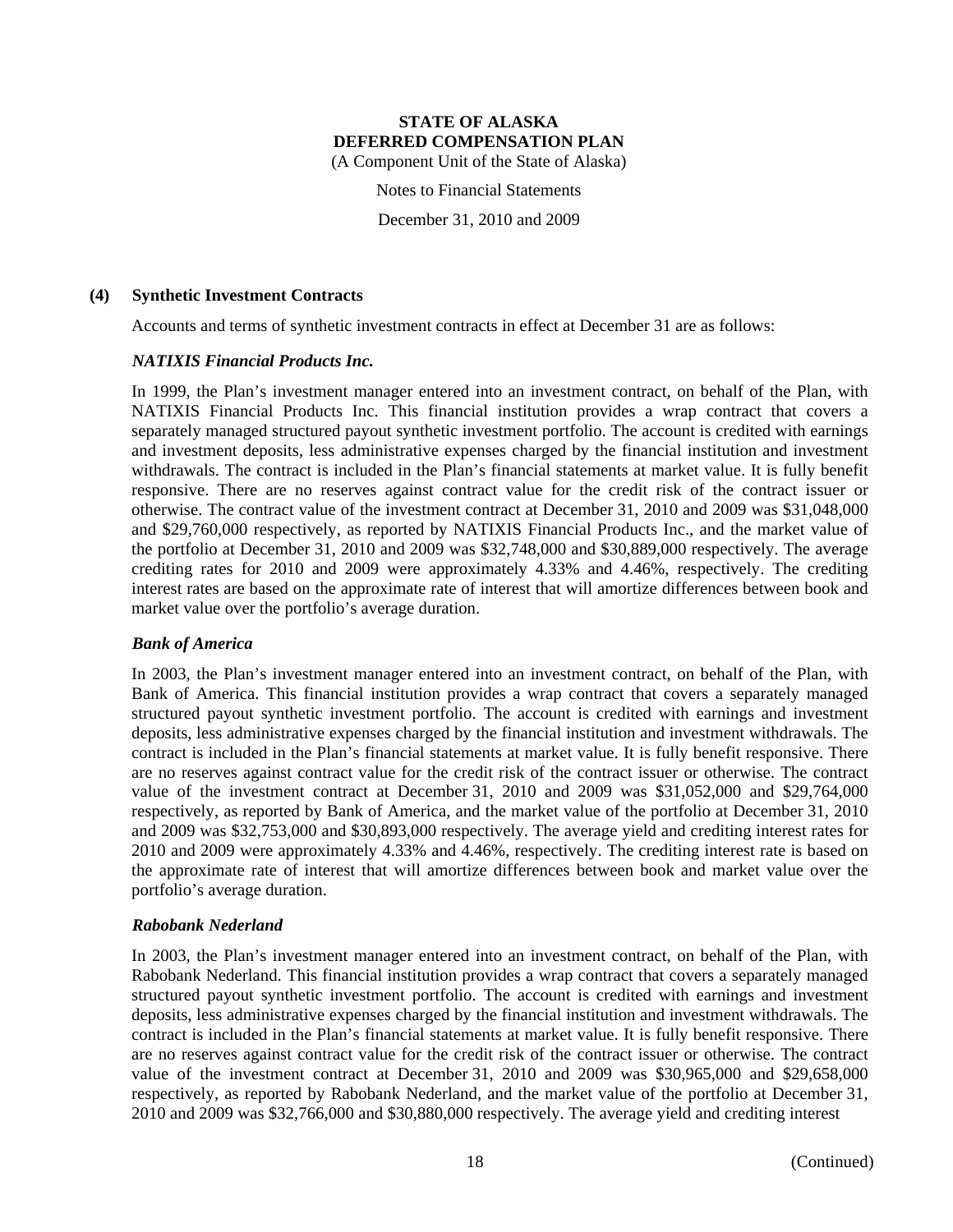**STATE OF ALASKA**
**DEFERRED COMPENSATION PLAN**
(A Component Unit of the State of Alaska)

Notes to Financial Statements

December 31, 2010 and 2009

## (4) Synthetic Investment Contracts

Accounts and terms of synthetic investment contracts in effect at December 31 are as follows:

### *NATIXIS Financial Products Inc.*

In 1999, the Plan's investment manager entered into an investment contract, on behalf of the Plan, with NATIXIS Financial Products Inc. This financial institution provides a wrap contract that covers a separately managed structured payout synthetic investment portfolio. The account is credited with earnings and investment deposits, less administrative expenses charged by the financial institution and investment withdrawals. The contract is included in the Plan's financial statements at market value. It is fully benefit responsive. There are no reserves against contract value for the credit risk of the contract issuer or otherwise. The contract value of the investment contract at December 31, 2010 and 2009 was $31,048,000 and $29,760,000 respectively, as reported by NATIXIS Financial Products Inc., and the market value of the portfolio at December 31, 2010 and 2009 was $32,748,000 and $30,889,000 respectively. The average crediting rates for 2010 and 2009 were approximately 4.33% and 4.46%, respectively. The crediting interest rates are based on the approximate rate of interest that will amortize differences between book and market value over the portfolio's average duration.

### *Bank of America*

In 2003, the Plan's investment manager entered into an investment contract, on behalf of the Plan, with Bank of America. This financial institution provides a wrap contract that covers a separately managed structured payout synthetic investment portfolio. The account is credited with earnings and investment deposits, less administrative expenses charged by the financial institution and investment withdrawals. The contract is included in the Plan's financial statements at market value. It is fully benefit responsive. There are no reserves against contract value for the credit risk of the contract issuer or otherwise. The contract value of the investment contract at December 31, 2010 and 2009 was $31,052,000 and $29,764,000 respectively, as reported by Bank of America, and the market value of the portfolio at December 31, 2010 and 2009 was $32,753,000 and $30,893,000 respectively. The average yield and crediting interest rates for 2010 and 2009 were approximately 4.33% and 4.46%, respectively. The crediting interest rate is based on the approximate rate of interest that will amortize differences between book and market value over the portfolio's average duration.

### *Rabobank Nederland*

In 2003, the Plan's investment manager entered into an investment contract, on behalf of the Plan, with Rabobank Nederland. This financial institution provides a wrap contract that covers a separately managed structured payout synthetic investment portfolio. The account is credited with earnings and investment deposits, less administrative expenses charged by the financial institution and investment withdrawals. The contract is included in the Plan's financial statements at market value. It is fully benefit responsive. There are no reserves against contract value for the credit risk of the contract issuer or otherwise. The contract value of the investment contract at December 31, 2010 and 2009 was $30,965,000 and $29,658,000 respectively, as reported by Rabobank Nederland, and the market value of the portfolio at December 31, 2010 and 2009 was $32,766,000 and $30,880,000 respectively. The average yield and crediting interest

(Continued)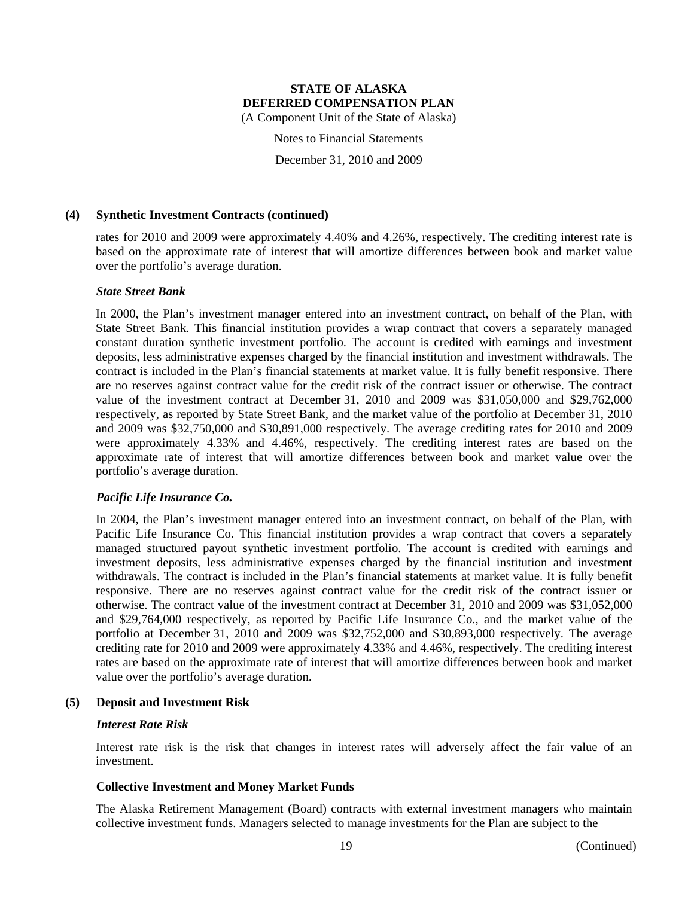## (4) Synthetic Investment Contracts (continued)

rates for 2010 and 2009 were approximately 4.40% and 4.26%, respectively. The crediting interest rate is based on the approximate rate of interest that will amortize differences between book and market value over the portfolio's average duration.

### *State Street Bank*

In 2000, the Plan's investment manager entered into an investment contract, on behalf of the Plan, with State Street Bank. This financial institution provides a wrap contract that covers a separately managed constant duration synthetic investment portfolio. The account is credited with earnings and investment deposits, less administrative expenses charged by the financial institution and investment withdrawals. The contract is included in the Plan's financial statements at market value. It is fully benefit responsive. There are no reserves against contract value for the credit risk of the contract issuer or otherwise. The contract value of the investment contract at December 31, 2010 and 2009 was $31,050,000 and $29,762,000 respectively, as reported by State Street Bank, and the market value of the portfolio at December 31, 2010 and 2009 was $32,750,000 and $30,891,000 respectively. The average crediting rates for 2010 and 2009 were approximately 4.33% and 4.46%, respectively. The crediting interest rates are based on the approximate rate of interest that will amortize differences between book and market value over the portfolio's average duration.

### *Pacific Life Insurance Co.*

In 2004, the Plan's investment manager entered into an investment contract, on behalf of the Plan, with Pacific Life Insurance Co. This financial institution provides a wrap contract that covers a separately managed structured payout synthetic investment portfolio. The account is credited with earnings and investment deposits, less administrative expenses charged by the financial institution and investment withdrawals. The contract is included in the Plan's financial statements at market value. It is fully benefit responsive. There are no reserves against contract value for the credit risk of the contract issuer or otherwise. The contract value of the investment contract at December 31, 2010 and 2009 was $31,052,000 and $29,764,000 respectively, as reported by Pacific Life Insurance Co., and the market value of the portfolio at December 31, 2010 and 2009 was $32,752,000 and $30,893,000 respectively. The average crediting rate for 2010 and 2009 were approximately 4.33% and 4.46%, respectively. The crediting interest rates are based on the approximate rate of interest that will amortize differences between book and market value over the portfolio's average duration.

## (5) Deposit and Investment Risk

### *Interest Rate Risk*

Interest rate risk is the risk that changes in interest rates will adversely affect the fair value of an investment.

### Collective Investment and Money Market Funds

The Alaska Retirement Management (Board) contracts with external investment managers who maintain collective investment funds. Managers selected to manage investments for the Plan are subject to the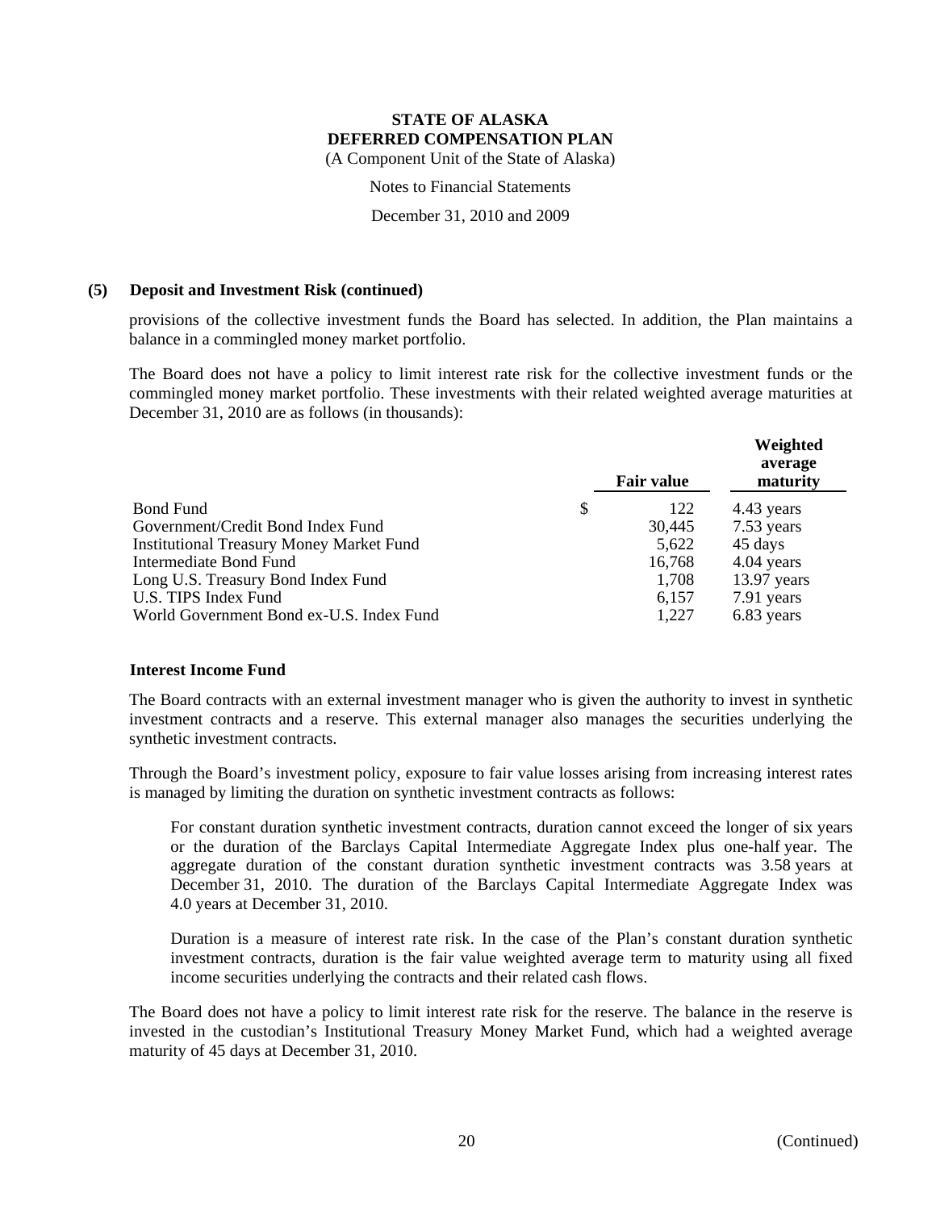### (5) Deposit and Investment Risk (continued)

provisions of the collective investment funds the Board has selected. In addition, the Plan maintains a balance in a commingled money market portfolio.

The Board does not have a policy to limit interest rate risk for the collective investment funds or the commingled money market portfolio. These investments with their related weighted average maturities at December 31, 2010 are as follows (in thousands):

| | Fair value | Weighted average maturity |
|---|---|---|
| Bond Fund | $ 122 | 4.43 years |
| Government/Credit Bond Index Fund | 30,445 | 7.53 years |
| Institutional Treasury Money Market Fund | 5,622 | 45 days |
| Intermediate Bond Fund | 16,768 | 4.04 years |
| Long U.S. Treasury Bond Index Fund | 1,708 | 13.97 years |
| U.S. TIPS Index Fund | 6,157 | 7.91 years |
| World Government Bond ex-U.S. Index Fund | 1,227 | 6.83 years |

#### Interest Income Fund

The Board contracts with an external investment manager who is given the authority to invest in synthetic investment contracts and a reserve. This external manager also manages the securities underlying the synthetic investment contracts.

Through the Board's investment policy, exposure to fair value losses arising from increasing interest rates is managed by limiting the duration on synthetic investment contracts as follows:

> For constant duration synthetic investment contracts, duration cannot exceed the longer of six years or the duration of the Barclays Capital Intermediate Aggregate Index plus one-half year. The aggregate duration of the constant duration synthetic investment contracts was 3.58 years at December 31, 2010. The duration of the Barclays Capital Intermediate Aggregate Index was 4.0 years at December 31, 2010.
>
> Duration is a measure of interest rate risk. In the case of the Plan's constant duration synthetic investment contracts, duration is the fair value weighted average term to maturity using all fixed income securities underlying the contracts and their related cash flows.

The Board does not have a policy to limit interest rate risk for the reserve. The balance in the reserve is invested in the custodian's Institutional Treasury Money Market Fund, which had a weighted average maturity of 45 days at December 31, 2010.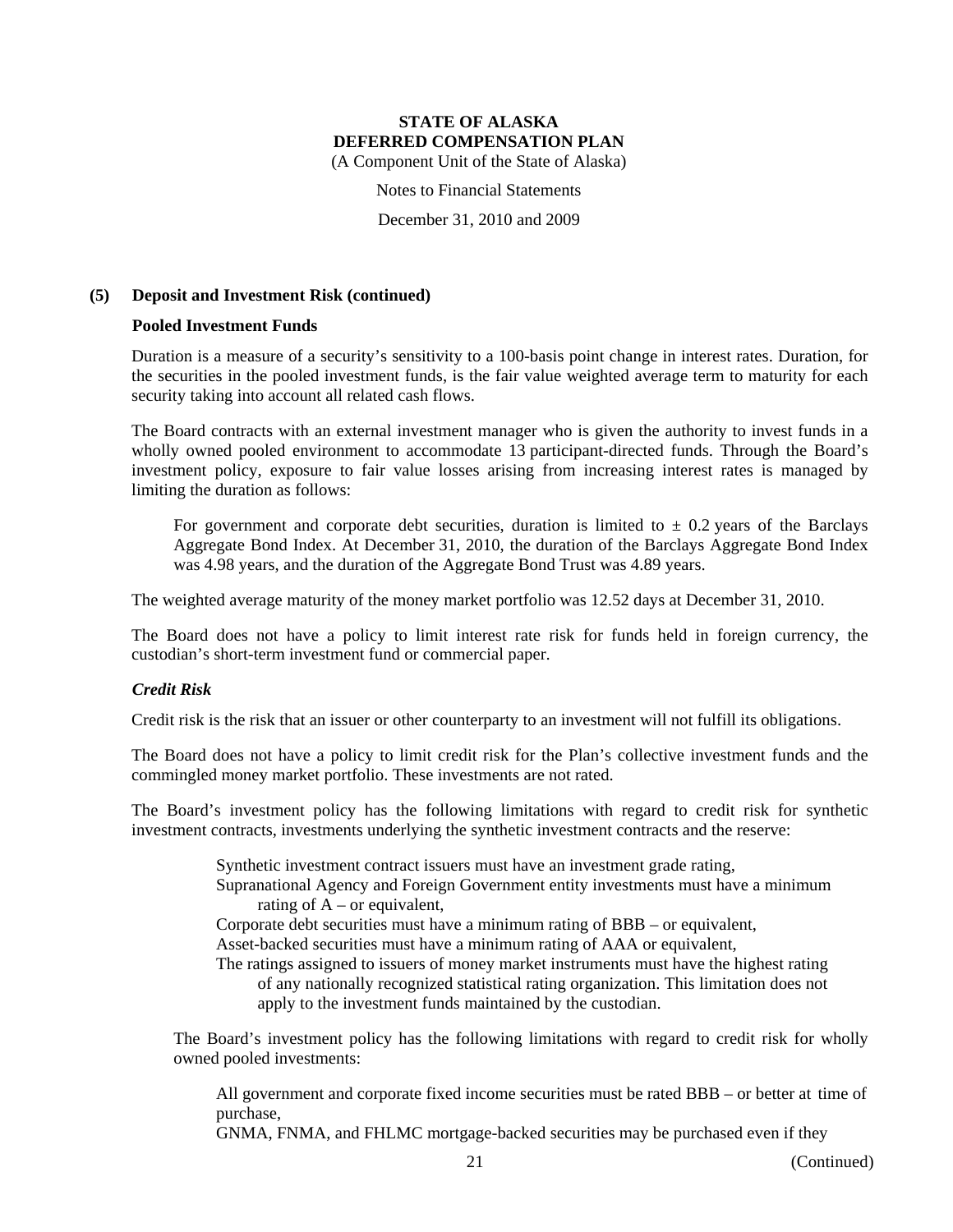### (5) Deposit and Investment Risk (continued)

#### Pooled Investment Funds

Duration is a measure of a security's sensitivity to a 100-basis point change in interest rates. Duration, for the securities in the pooled investment funds, is the fair value weighted average term to maturity for each security taking into account all related cash flows.

The Board contracts with an external investment manager who is given the authority to invest funds in a wholly owned pooled environment to accommodate 13 participant-directed funds. Through the Board's investment policy, exposure to fair value losses arising from increasing interest rates is managed by limiting the duration as follows:

> For government and corporate debt securities, duration is limited to ± 0.2 years of the Barclays Aggregate Bond Index. At December 31, 2010, the duration of the Barclays Aggregate Bond Index was 4.98 years, and the duration of the Aggregate Bond Trust was 4.89 years.

The weighted average maturity of the money market portfolio was 12.52 days at December 31, 2010.

The Board does not have a policy to limit interest rate risk for funds held in foreign currency, the custodian's short-term investment fund or commercial paper.

#### *Credit Risk*

Credit risk is the risk that an issuer or other counterparty to an investment will not fulfill its obligations.

The Board does not have a policy to limit credit risk for the Plan's collective investment funds and the commingled money market portfolio. These investments are not rated.

The Board's investment policy has the following limitations with regard to credit risk for synthetic investment contracts, investments underlying the synthetic investment contracts and the reserve:

- Synthetic investment contract issuers must have an investment grade rating,
- Supranational Agency and Foreign Government entity investments must have a minimum rating of A – or equivalent,
- Corporate debt securities must have a minimum rating of BBB – or equivalent,
- Asset-backed securities must have a minimum rating of AAA or equivalent,
- The ratings assigned to issuers of money market instruments must have the highest rating of any nationally recognized statistical rating organization. This limitation does not apply to the investment funds maintained by the custodian.

The Board's investment policy has the following limitations with regard to credit risk for wholly owned pooled investments:

- All government and corporate fixed income securities must be rated BBB – or better at time of purchase,
- GNMA, FNMA, and FHLMC mortgage-backed securities may be purchased even if they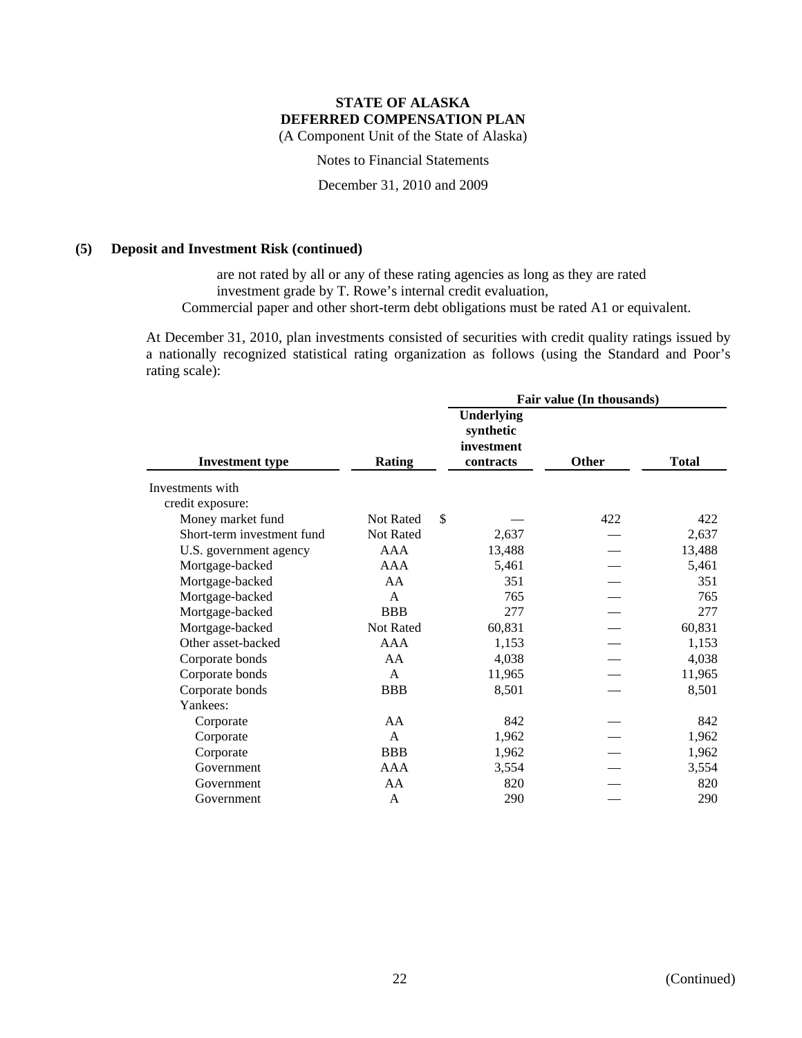**STATE OF ALASKA**
**DEFERRED COMPENSATION PLAN**
(A Component Unit of the State of Alaska)

Notes to Financial Statements

December 31, 2010 and 2009

**(5) Deposit and Investment Risk (continued)**

are not rated by all or any of these rating agencies as long as they are rated investment grade by T. Rowe's internal credit evaluation,

Commercial paper and other short-term debt obligations must be rated A1 or equivalent.

At December 31, 2010, plan investments consisted of securities with credit quality ratings issued by a nationally recognized statistical rating organization as follows (using the Standard and Poor's rating scale):

| | | Fair value (In thousands) | | |
|---|---|---|---|---|
| **Investment type** | **Rating** | **Underlying synthetic investment contracts** | **Other** | **Total** |
| Investments with credit exposure: | | | | |
| Money market fund | Not Rated | $ — | 422 | 422 |
| Short-term investment fund | Not Rated | 2,637 | — | 2,637 |
| U.S. government agency | AAA | 13,488 | — | 13,488 |
| Mortgage-backed | AAA | 5,461 | — | 5,461 |
| Mortgage-backed | AA | 351 | — | 351 |
| Mortgage-backed | A | 765 | — | 765 |
| Mortgage-backed | BBB | 277 | — | 277 |
| Mortgage-backed | Not Rated | 60,831 | — | 60,831 |
| Other asset-backed | AAA | 1,153 | — | 1,153 |
| Corporate bonds | AA | 4,038 | — | 4,038 |
| Corporate bonds | A | 11,965 | — | 11,965 |
| Corporate bonds | BBB | 8,501 | — | 8,501 |
| Yankees: | | | | |
| Corporate | AA | 842 | — | 842 |
| Corporate | A | 1,962 | — | 1,962 |
| Corporate | BBB | 1,962 | — | 1,962 |
| Government | AAA | 3,554 | — | 3,554 |
| Government | AA | 820 | — | 820 |
| Government | A | 290 | — | 290 |

(Continued)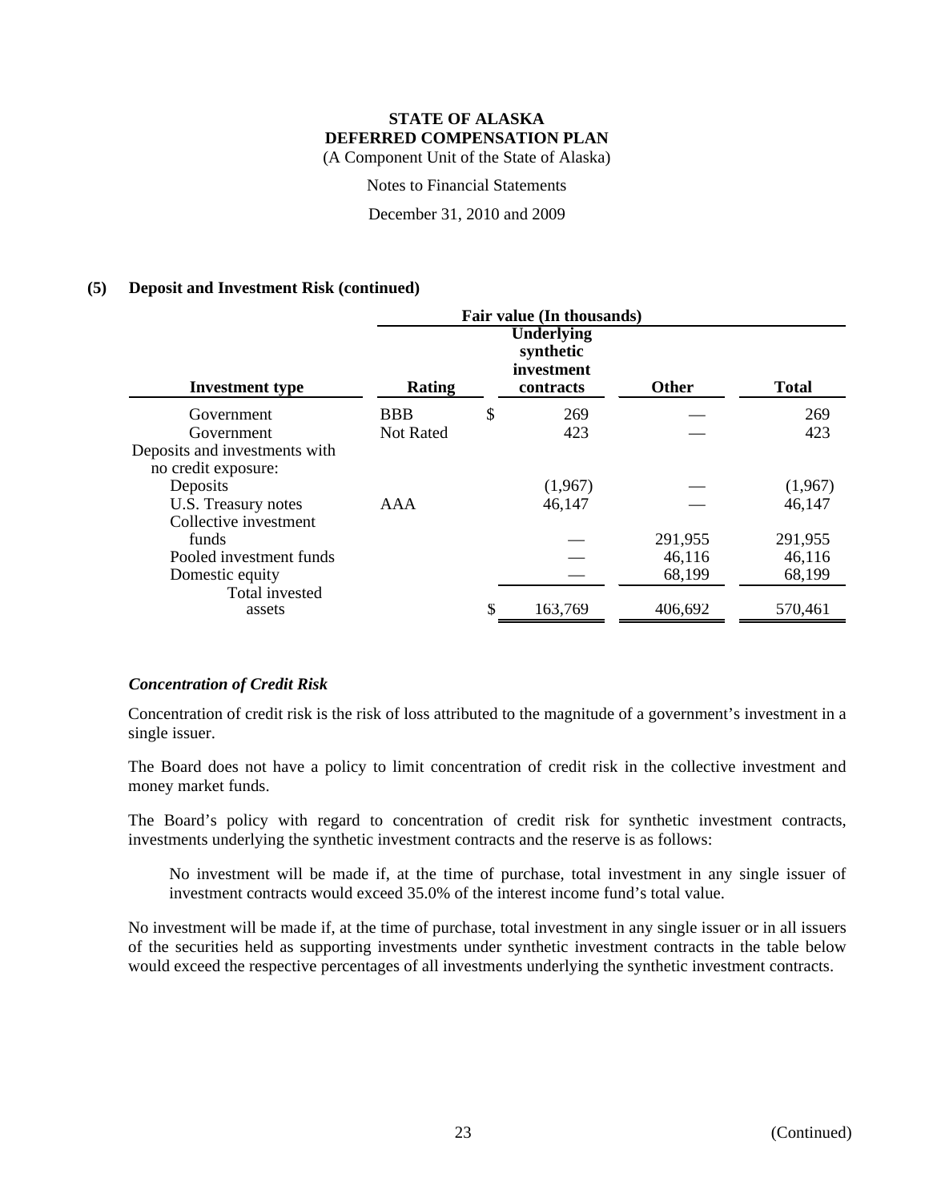**STATE OF ALASKA**
**DEFERRED COMPENSATION PLAN**
(A Component Unit of the State of Alaska)

Notes to Financial Statements

December 31, 2010 and 2009

## (5) Deposit and Investment Risk (continued)

| | | Fair value (In thousands) | | |
|---|---|---|---|---|
| **Investment type** | **Rating** | **Underlying synthetic investment contracts** | **Other** | **Total** |
| Government | BBB | $ 269 | — | 269 |
| Government | Not Rated | 423 | — | 423 |
| Deposits and investments with no credit exposure: | | | | |
| Deposits | | (1,967) | — | (1,967) |
| U.S. Treasury notes | AAA | 46,147 | — | 46,147 |
| Collective investment funds | | — | 291,955 | 291,955 |
| Pooled investment funds | | — | 46,116 | 46,116 |
| Domestic equity | | — | 68,199 | 68,199 |
| Total invested assets | | $ 163,769 | 406,692 | 570,461 |

### *Concentration of Credit Risk*

Concentration of credit risk is the risk of loss attributed to the magnitude of a government's investment in a single issuer.

The Board does not have a policy to limit concentration of credit risk in the collective investment and money market funds.

The Board's policy with regard to concentration of credit risk for synthetic investment contracts, investments underlying the synthetic investment contracts and the reserve is as follows:

> No investment will be made if, at the time of purchase, total investment in any single issuer of investment contracts would exceed 35.0% of the interest income fund's total value.

No investment will be made if, at the time of purchase, total investment in any single issuer or in all issuers of the securities held as supporting investments under synthetic investment contracts in the table below would exceed the respective percentages of all investments underlying the synthetic investment contracts.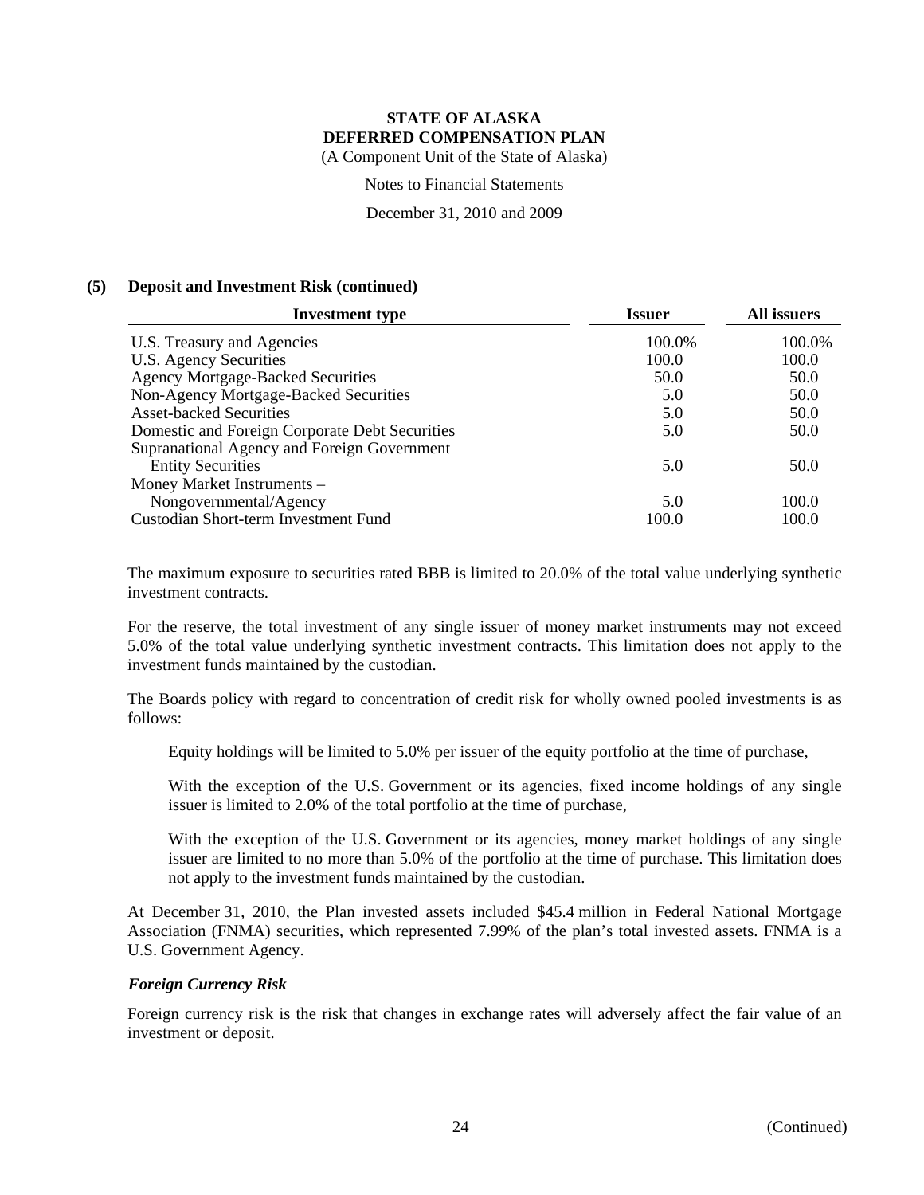# STATE OF ALASKA
# DEFERRED COMPENSATION PLAN

(A Component Unit of the State of Alaska)

Notes to Financial Statements

December 31, 2010 and 2009

## (5) Deposit and Investment Risk (continued)

| Investment type | Issuer | All issuers |
|---|---|---|
| U.S. Treasury and Agencies | 100.0% | 100.0% |
| U.S. Agency Securities | 100.0 | 100.0 |
| Agency Mortgage-Backed Securities | 50.0 | 50.0 |
| Non-Agency Mortgage-Backed Securities | 5.0 | 50.0 |
| Asset-backed Securities | 5.0 | 50.0 |
| Domestic and Foreign Corporate Debt Securities | 5.0 | 50.0 |
| Supranational Agency and Foreign Government Entity Securities | 5.0 | 50.0 |
| Money Market Instruments – Nongovernmental/Agency | 5.0 | 100.0 |
| Custodian Short-term Investment Fund | 100.0 | 100.0 |

The maximum exposure to securities rated BBB is limited to 20.0% of the total value underlying synthetic investment contracts.

For the reserve, the total investment of any single issuer of money market instruments may not exceed 5.0% of the total value underlying synthetic investment contracts. This limitation does not apply to the investment funds maintained by the custodian.

The Boards policy with regard to concentration of credit risk for wholly owned pooled investments is as follows:

> Equity holdings will be limited to 5.0% per issuer of the equity portfolio at the time of purchase,
>
> With the exception of the U.S. Government or its agencies, fixed income holdings of any single issuer is limited to 2.0% of the total portfolio at the time of purchase,
>
> With the exception of the U.S. Government or its agencies, money market holdings of any single issuer are limited to no more than 5.0% of the portfolio at the time of purchase. This limitation does not apply to the investment funds maintained by the custodian.

At December 31, 2010, the Plan invested assets included $45.4 million in Federal National Mortgage Association (FNMA) securities, which represented 7.99% of the plan's total invested assets. FNMA is a U.S. Government Agency.

### *Foreign Currency Risk*

Foreign currency risk is the risk that changes in exchange rates will adversely affect the fair value of an investment or deposit.

(Continued)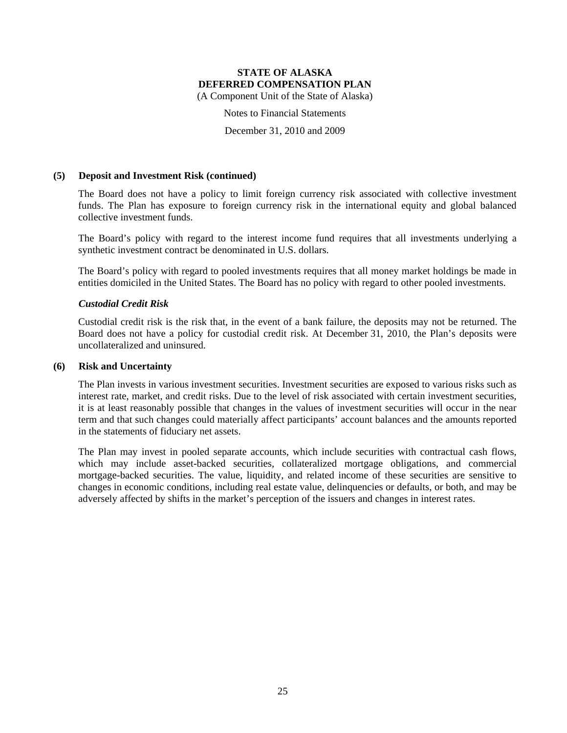**STATE OF ALASKA**
**DEFERRED COMPENSATION PLAN**
(A Component Unit of the State of Alaska)

Notes to Financial Statements

December 31, 2010 and 2009

**(5) Deposit and Investment Risk (continued)**

The Board does not have a policy to limit foreign currency risk associated with collective investment funds. The Plan has exposure to foreign currency risk in the international equity and global balanced collective investment funds.

The Board's policy with regard to the interest income fund requires that all investments underlying a synthetic investment contract be denominated in U.S. dollars.

The Board's policy with regard to pooled investments requires that all money market holdings be made in entities domiciled in the United States. The Board has no policy with regard to other pooled investments.

***Custodial Credit Risk***

Custodial credit risk is the risk that, in the event of a bank failure, the deposits may not be returned. The Board does not have a policy for custodial credit risk. At December 31, 2010, the Plan's deposits were uncollateralized and uninsured.

**(6) Risk and Uncertainty**

The Plan invests in various investment securities. Investment securities are exposed to various risks such as interest rate, market, and credit risks. Due to the level of risk associated with certain investment securities, it is at least reasonably possible that changes in the values of investment securities will occur in the near term and that such changes could materially affect participants' account balances and the amounts reported in the statements of fiduciary net assets.

The Plan may invest in pooled separate accounts, which include securities with contractual cash flows, which may include asset-backed securities, collateralized mortgage obligations, and commercial mortgage-backed securities. The value, liquidity, and related income of these securities are sensitive to changes in economic conditions, including real estate value, delinquencies or defaults, or both, and may be adversely affected by shifts in the market's perception of the issuers and changes in interest rates.